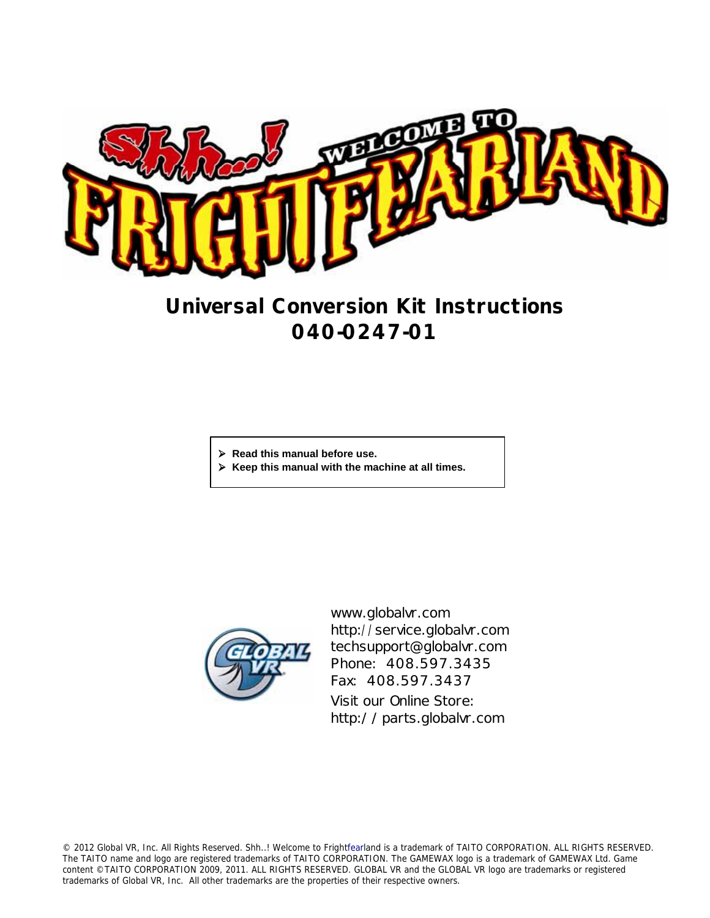# Shh...! Welcome to Frightfearland

## Universal Conversion Kit Instructions
## 040-0247-01

- **Read this manual before use.**
- **Keep this manual with the machine at all times.**

www.globalvr.com
http://service.globalvr.com
techsupport@globalvr.com
Phone: 408.597.3435
Fax: 408.597.3437
Visit our Online Store:
http://parts.globalvr.com

© 2012 Global VR, Inc. All Rights Reserved. Shh..! Welcome to Frightfearland is a trademark of TAITO CORPORATION. ALL RIGHTS RESERVED. The TAITO name and logo are registered trademarks of TAITO CORPORATION. The GAMEWAX logo is a trademark of GAMEWAX Ltd. Game content ©TAITO CORPORATION 2009, 2011. ALL RIGHTS RESERVED. GLOBAL VR and the GLOBAL VR logo are trademarks or registered trademarks of Global VR, Inc. All other trademarks are the properties of their respective owners.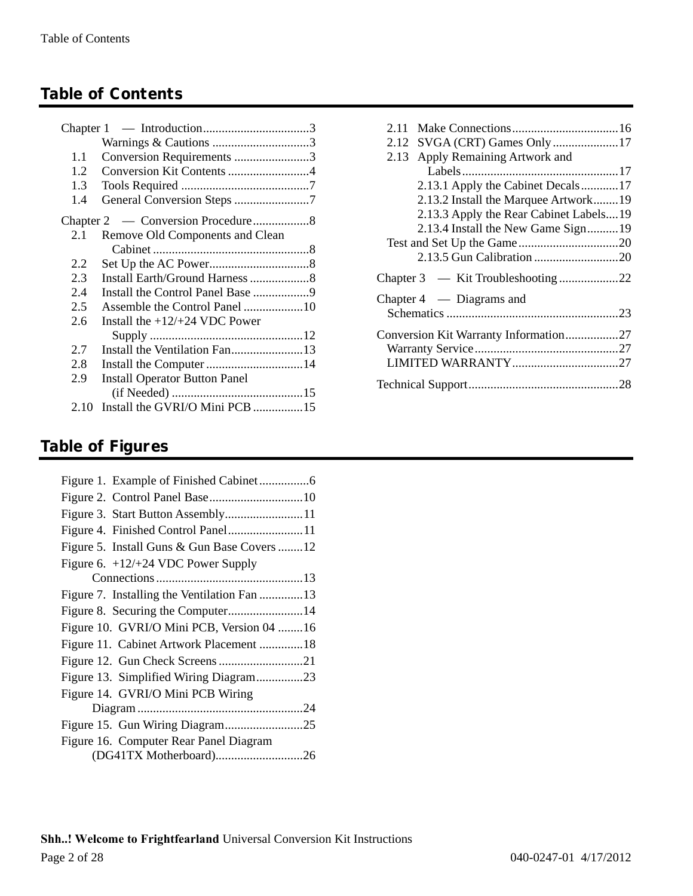## Table of Contents

Chapter 1 — Introduction..................................3
- Warnings & Cautions ...............................3
- 1.1 Conversion Requirements ........................3
- 1.2 Conversion Kit Contents ..........................4
- 1.3 Tools Required .........................................7
- 1.4 General Conversion Steps ........................7

Chapter 2 — Conversion Procedure.................8
- 2.1 Remove Old Components and Clean Cabinet .................................................8
- 2.2 Set Up the AC Power................................8
- 2.3 Install Earth/Ground Harness ...................8
- 2.4 Install the Control Panel Base ..................9
- 2.5 Assemble the Control Panel ...................10
- 2.6 Install the +12/+24 VDC Power Supply .................................................12
- 2.7 Install the Ventilation Fan.......................13
- 2.8 Install the Computer ...............................14
- 2.9 Install Operator Button Panel (if Needed) ..........................................15
- 2.10 Install the GVRI/O Mini PCB ................15
- 2.11 Make Connections..................................16
- 2.12 SVGA (CRT) Games Only.....................17
- 2.13 Apply Remaining Artwork and Labels..................................................17
  - 2.13.1 Apply the Cabinet Decals............17
  - 2.13.2 Install the Marquee Artwork........19
  - 2.13.3 Apply the Rear Cabinet Labels....19
  - 2.13.4 Install the New Game Sign..........19
- Test and Set Up the Game................................20
  - 2.13.5 Gun Calibration ...........................20

Chapter 3 — Kit Troubleshooting...................22

Chapter 4 — Diagrams and Schematics .......................................................23

Conversion Kit Warranty Information.................27
- Warranty Service..............................................27
- LIMITED WARRANTY..................................27

Technical Support................................................28

## Table of Figures

- Figure 1. Example of Finished Cabinet................6
- Figure 2. Control Panel Base..............................10
- Figure 3. Start Button Assembly.........................11
- Figure 4. Finished Control Panel........................11
- Figure 5. Install Guns & Gun Base Covers ........12
- Figure 6. +12/+24 VDC Power Supply Connections...............................................13
- Figure 7. Installing the Ventilation Fan ..............13
- Figure 8. Securing the Computer........................14
- Figure 10. GVRI/O Mini PCB, Version 04 ........16
- Figure 11. Cabinet Artwork Placement ..............18
- Figure 12. Gun Check Screens ...........................21
- Figure 13. Simplified Wiring Diagram...............23
- Figure 14. GVRI/O Mini PCB Wiring Diagram.....................................................24
- Figure 15. Gun Wiring Diagram.........................25
- Figure 16. Computer Rear Panel Diagram (DG41TX Motherboard)............................26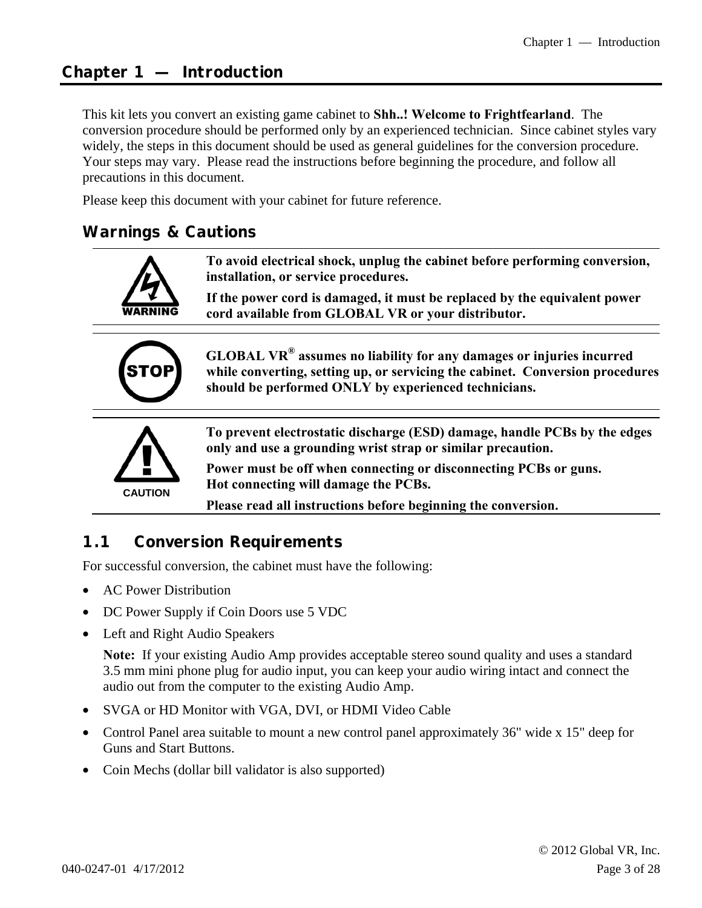# Chapter 1 — Introduction

This kit lets you convert an existing game cabinet to **Shh..! Welcome to Frightfearland**. The conversion procedure should be performed only by an experienced technician. Since cabinet styles vary widely, the steps in this document should be used as general guidelines for the conversion procedure. Your steps may vary. Please read the instructions before beginning the procedure, and follow all precautions in this document.

Please keep this document with your cabinet for future reference.

## Warnings & Cautions

WARNING

**To avoid electrical shock, unplug the cabinet before performing conversion, installation, or service procedures.**

**If the power cord is damaged, it must be replaced by the equivalent power cord available from GLOBAL VR or your distributor.**

STOP

**GLOBAL VR® assumes no liability for any damages or injuries incurred while converting, setting up, or servicing the cabinet. Conversion procedures should be performed ONLY by experienced technicians.**

CAUTION

**To prevent electrostatic discharge (ESD) damage, handle PCBs by the edges only and use a grounding wrist strap or similar precaution.**

**Power must be off when connecting or disconnecting PCBs or guns. Hot connecting will damage the PCBs.**

**Please read all instructions before beginning the conversion.**

## 1.1 Conversion Requirements

For successful conversion, the cabinet must have the following:

- AC Power Distribution
- DC Power Supply if Coin Doors use 5 VDC
- Left and Right Audio Speakers

  **Note:** If your existing Audio Amp provides acceptable stereo sound quality and uses a standard 3.5 mm mini phone plug for audio input, you can keep your audio wiring intact and connect the audio out from the computer to the existing Audio Amp.
- SVGA or HD Monitor with VGA, DVI, or HDMI Video Cable
- Control Panel area suitable to mount a new control panel approximately 36" wide x 15" deep for Guns and Start Buttons.
- Coin Mechs (dollar bill validator is also supported)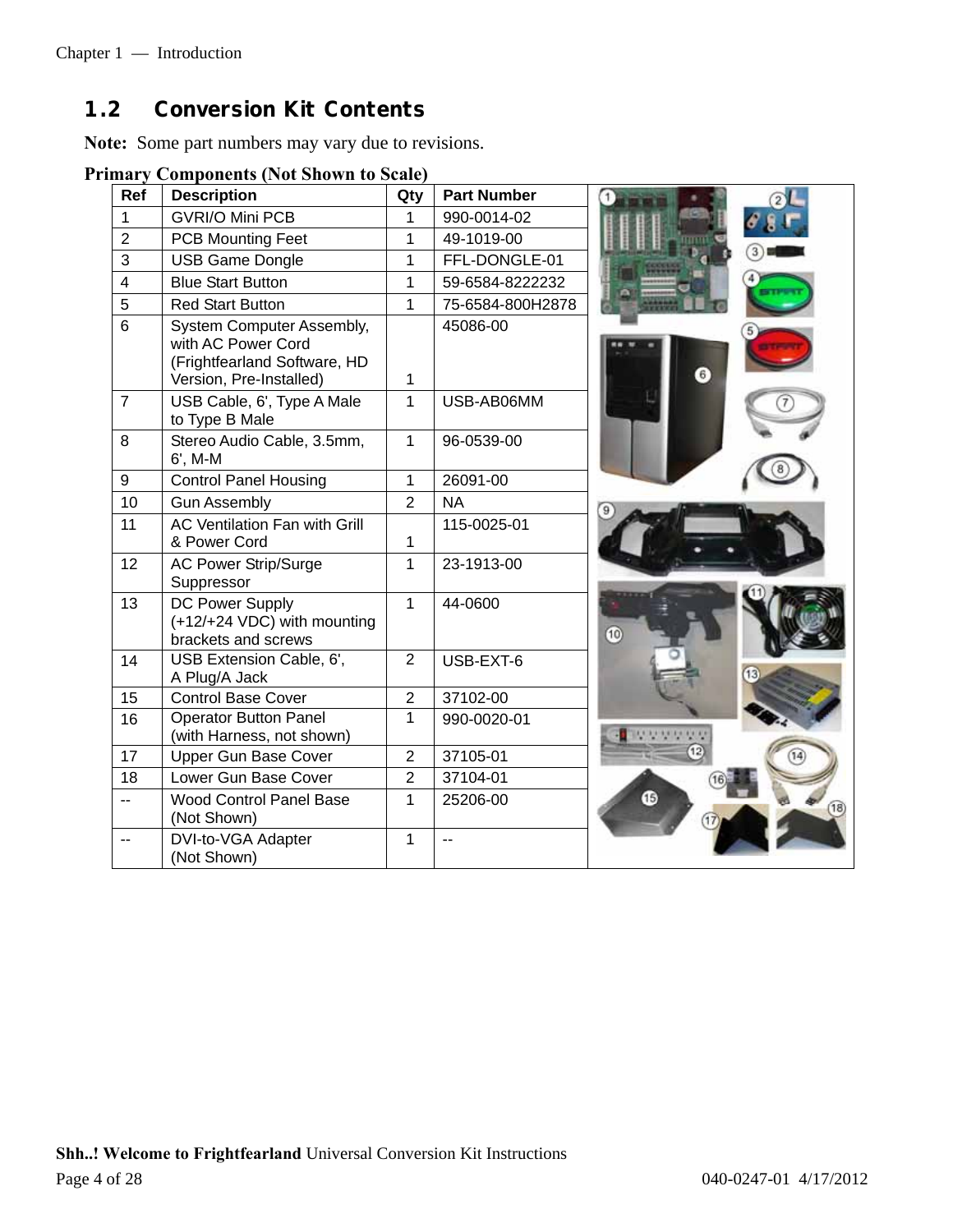## 1.2 Conversion Kit Contents

**Note:** Some part numbers may vary due to revisions.

**Primary Components (Not Shown to Scale)**

| Ref | Description | Qty | Part Number |
|---|---|---|---|
| 1 | GVRI/O Mini PCB | 1 | 990-0014-02 |
| 2 | PCB Mounting Feet | 1 | 49-1019-00 |
| 3 | USB Game Dongle | 1 | FFL-DONGLE-01 |
| 4 | Blue Start Button | 1 | 59-6584-8222232 |
| 5 | Red Start Button | 1 | 75-6584-800H2878 |
| 6 | System Computer Assembly, with AC Power Cord (Frightfearland Software, HD Version, Pre-Installed) | 1 | 45086-00 |
| 7 | USB Cable, 6', Type A Male to Type B Male | 1 | USB-AB06MM |
| 8 | Stereo Audio Cable, 3.5mm, 6', M-M | 1 | 96-0539-00 |
| 9 | Control Panel Housing | 1 | 26091-00 |
| 10 | Gun Assembly | 2 | NA |
| 11 | AC Ventilation Fan with Grill & Power Cord | 1 | 115-0025-01 |
| 12 | AC Power Strip/Surge Suppressor | 1 | 23-1913-00 |
| 13 | DC Power Supply (+12/+24 VDC) with mounting brackets and screws | 1 | 44-0600 |
| 14 | USB Extension Cable, 6', A Plug/A Jack | 2 | USB-EXT-6 |
| 15 | Control Base Cover | 2 | 37102-00 |
| 16 | Operator Button Panel (with Harness, not shown) | 1 | 990-0020-01 |
| 17 | Upper Gun Base Cover | 2 | 37105-01 |
| 18 | Lower Gun Base Cover | 2 | 37104-01 |
| -- | Wood Control Panel Base (Not Shown) | 1 | 25206-00 |
| -- | DVI-to-VGA Adapter (Not Shown) | 1 | -- |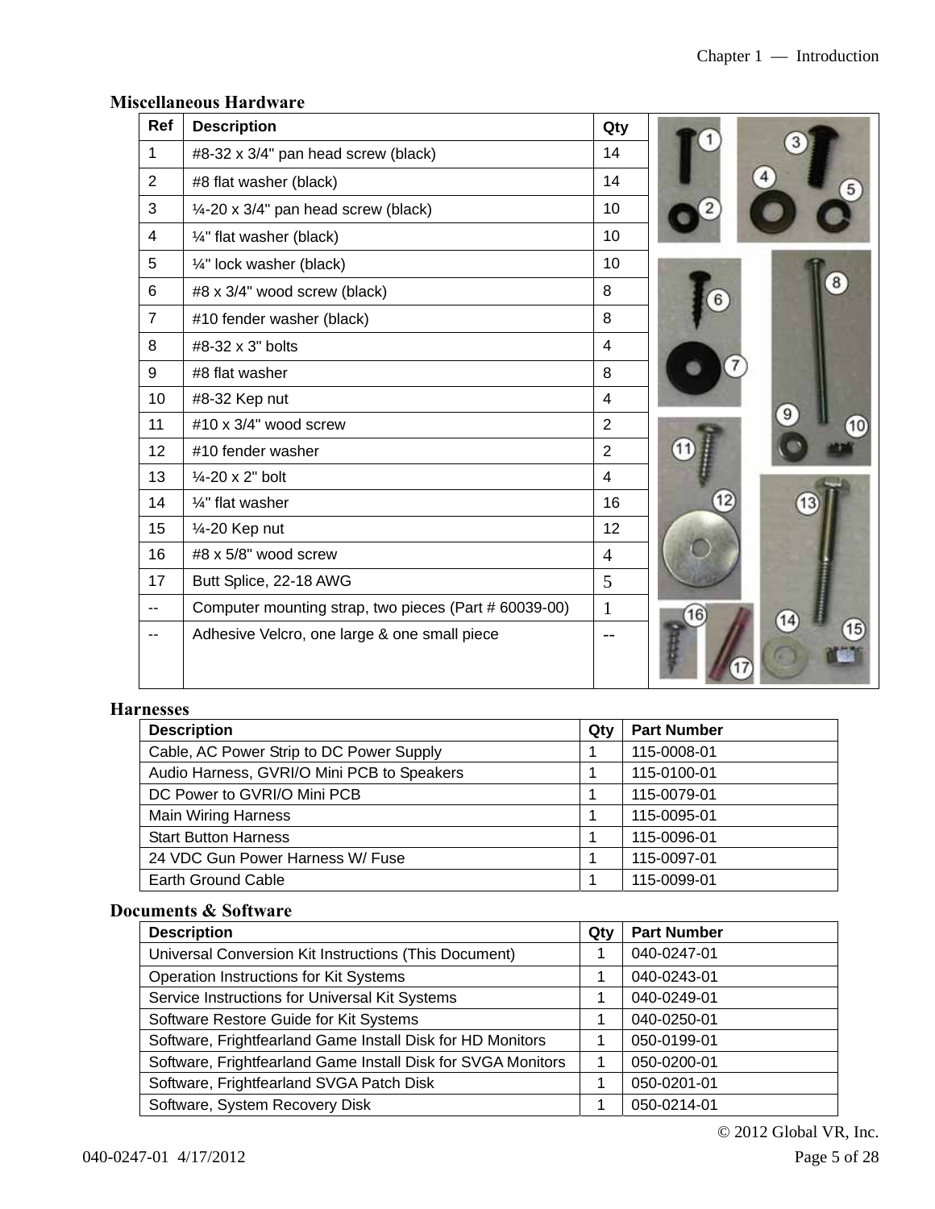### Miscellaneous Hardware

| Ref | Description | Qty |
|---|---|---|
| 1 | #8-32 x 3/4" pan head screw (black) | 14 |
| 2 | #8 flat washer (black) | 14 |
| 3 | ¼-20 x 3/4" pan head screw (black) | 10 |
| 4 | ¼" flat washer (black) | 10 |
| 5 | ¼" lock washer (black) | 10 |
| 6 | #8 x 3/4" wood screw (black) | 8 |
| 7 | #10 fender washer (black) | 8 |
| 8 | #8-32 x 3" bolts | 4 |
| 9 | #8 flat washer | 8 |
| 10 | #8-32 Kep nut | 4 |
| 11 | #10 x 3/4" wood screw | 2 |
| 12 | #10 fender washer | 2 |
| 13 | ¼-20 x 2" bolt | 4 |
| 14 | ¼" flat washer | 16 |
| 15 | ¼-20 Kep nut | 12 |
| 16 | #8 x 5/8" wood screw | 4 |
| 17 | Butt Splice, 22-18 AWG | 5 |
| -- | Computer mounting strap, two pieces (Part # 60039-00) | 1 |
| -- | Adhesive Velcro, one large & one small piece | -- |

### Harnesses

| Description | Qty | Part Number |
|---|---|---|
| Cable, AC Power Strip to DC Power Supply | 1 | 115-0008-01 |
| Audio Harness, GVRI/O Mini PCB to Speakers | 1 | 115-0100-01 |
| DC Power to GVRI/O Mini PCB | 1 | 115-0079-01 |
| Main Wiring Harness | 1 | 115-0095-01 |
| Start Button Harness | 1 | 115-0096-01 |
| 24 VDC Gun Power Harness W/ Fuse | 1 | 115-0097-01 |
| Earth Ground Cable | 1 | 115-0099-01 |

### Documents & Software

| Description | Qty | Part Number |
|---|---|---|
| Universal Conversion Kit Instructions (This Document) | 1 | 040-0247-01 |
| Operation Instructions for Kit Systems | 1 | 040-0243-01 |
| Service Instructions for Universal Kit Systems | 1 | 040-0249-01 |
| Software Restore Guide for Kit Systems | 1 | 040-0250-01 |
| Software, Frightfearland Game Install Disk for HD Monitors | 1 | 050-0199-01 |
| Software, Frightfearland Game Install Disk for SVGA Monitors | 1 | 050-0200-01 |
| Software, Frightfearland SVGA Patch Disk | 1 | 050-0201-01 |
| Software, System Recovery Disk | 1 | 050-0214-01 |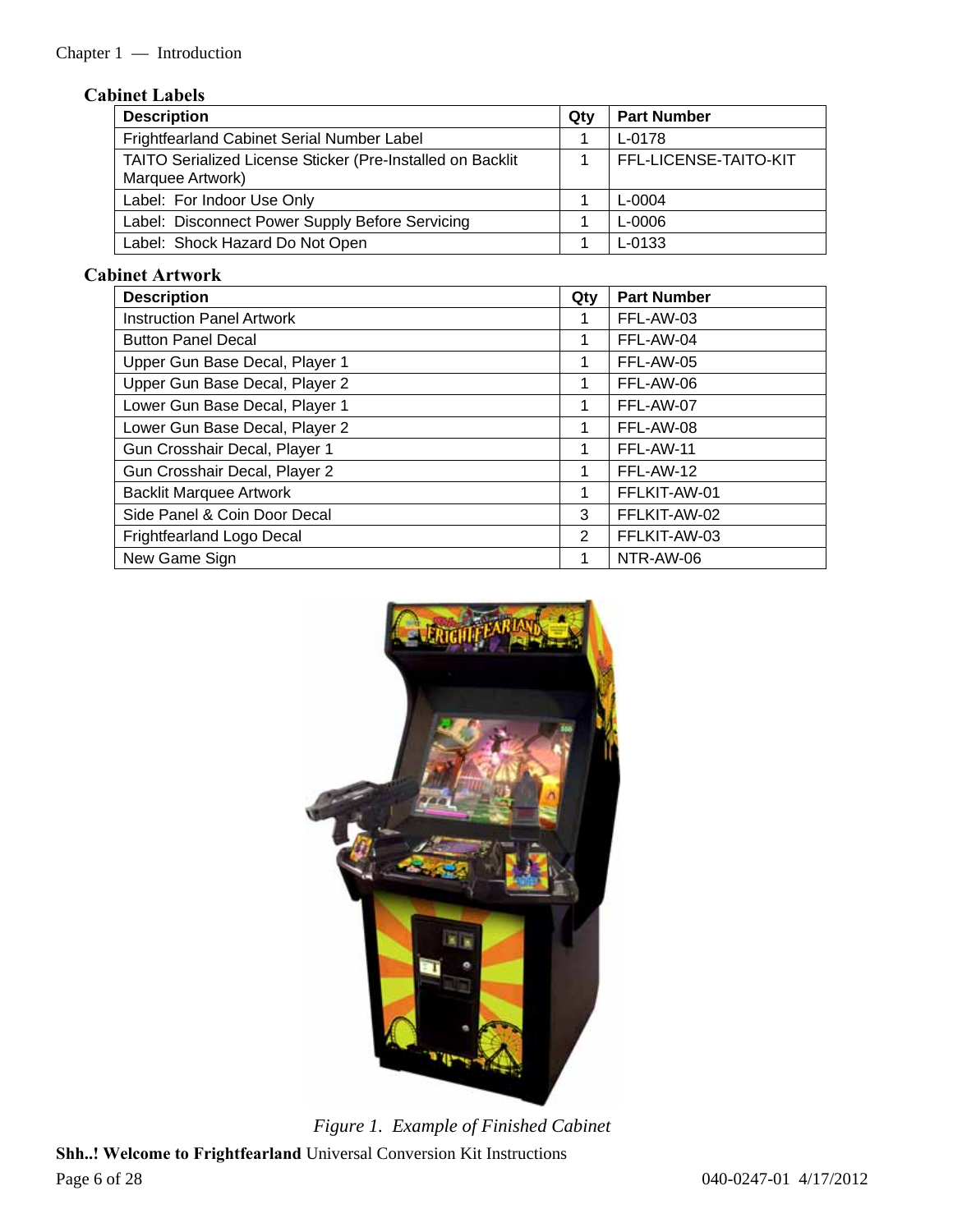### Cabinet Labels

| Description | Qty | Part Number |
|---|---|---|
| Frightfearland Cabinet Serial Number Label | 1 | L-0178 |
| TAITO Serialized License Sticker (Pre-Installed on Backlit Marquee Artwork) | 1 | FFL-LICENSE-TAITO-KIT |
| Label: For Indoor Use Only | 1 | L-0004 |
| Label: Disconnect Power Supply Before Servicing | 1 | L-0006 |
| Label: Shock Hazard Do Not Open | 1 | L-0133 |

### Cabinet Artwork

| Description | Qty | Part Number |
|---|---|---|
| Instruction Panel Artwork | 1 | FFL-AW-03 |
| Button Panel Decal | 1 | FFL-AW-04 |
| Upper Gun Base Decal, Player 1 | 1 | FFL-AW-05 |
| Upper Gun Base Decal, Player 2 | 1 | FFL-AW-06 |
| Lower Gun Base Decal, Player 1 | 1 | FFL-AW-07 |
| Lower Gun Base Decal, Player 2 | 1 | FFL-AW-08 |
| Gun Crosshair Decal, Player 1 | 1 | FFL-AW-11 |
| Gun Crosshair Decal, Player 2 | 1 | FFL-AW-12 |
| Backlit Marquee Artwork | 1 | FFLKIT-AW-01 |
| Side Panel & Coin Door Decal | 3 | FFLKIT-AW-02 |
| Frightfearland Logo Decal | 2 | FFLKIT-AW-03 |
| New Game Sign | 1 | NTR-AW-06 |

*Figure 1. Example of Finished Cabinet*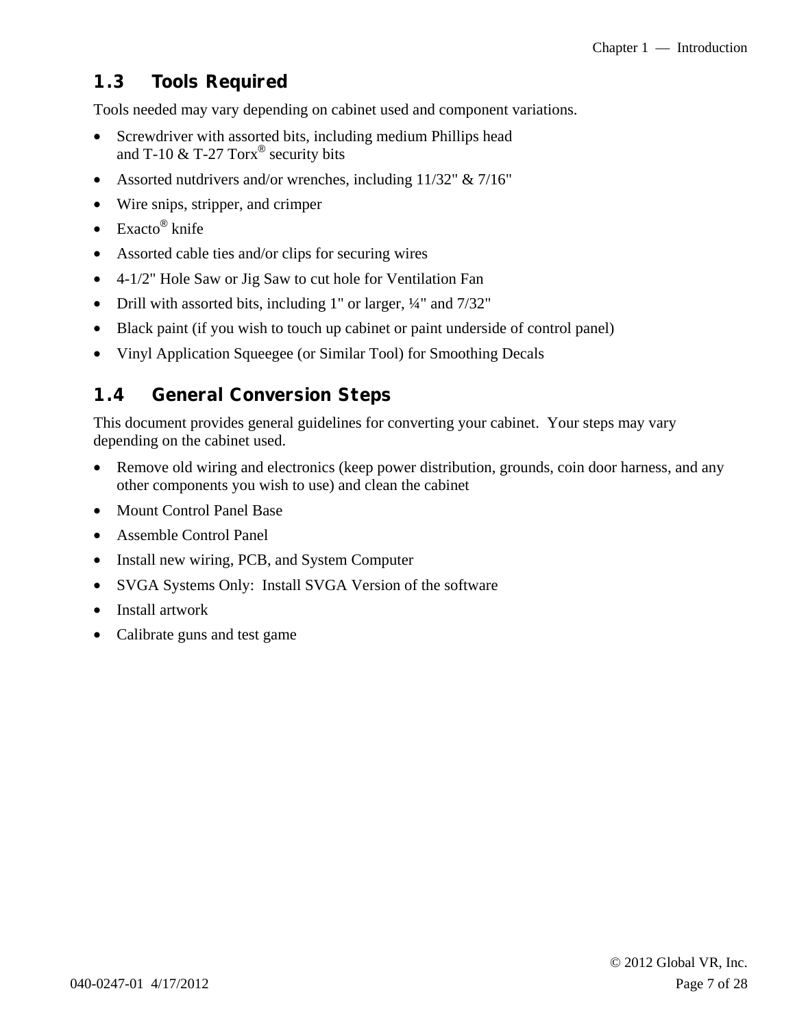## 1.3 Tools Required

Tools needed may vary depending on cabinet used and component variations.

- Screwdriver with assorted bits, including medium Phillips head and T-10 & T-27 Torx® security bits
- Assorted nutdrivers and/or wrenches, including 11/32" & 7/16"
- Wire snips, stripper, and crimper
- Exacto® knife
- Assorted cable ties and/or clips for securing wires
- 4-1/2" Hole Saw or Jig Saw to cut hole for Ventilation Fan
- Drill with assorted bits, including 1" or larger, ¼" and 7/32"
- Black paint (if you wish to touch up cabinet or paint underside of control panel)
- Vinyl Application Squeegee (or Similar Tool) for Smoothing Decals

## 1.4 General Conversion Steps

This document provides general guidelines for converting your cabinet. Your steps may vary depending on the cabinet used.

- Remove old wiring and electronics (keep power distribution, grounds, coin door harness, and any other components you wish to use) and clean the cabinet
- Mount Control Panel Base
- Assemble Control Panel
- Install new wiring, PCB, and System Computer
- SVGA Systems Only: Install SVGA Version of the software
- Install artwork
- Calibrate guns and test game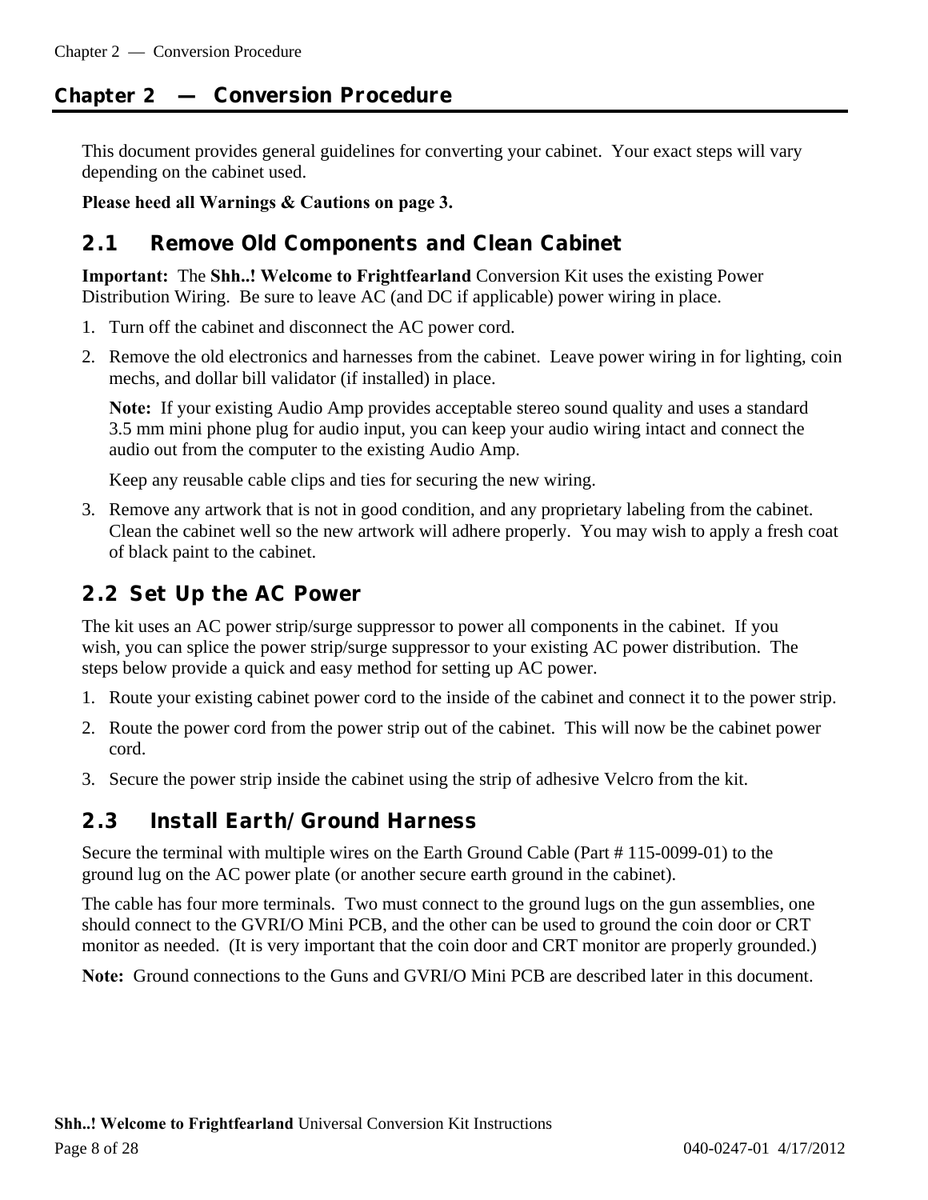# Chapter 2 — Conversion Procedure

This document provides general guidelines for converting your cabinet. Your exact steps will vary depending on the cabinet used.

**Please heed all Warnings & Cautions on page 3.**

## 2.1 Remove Old Components and Clean Cabinet

**Important:** The **Shh..! Welcome to Frightfearland** Conversion Kit uses the existing Power Distribution Wiring. Be sure to leave AC (and DC if applicable) power wiring in place.

1. Turn off the cabinet and disconnect the AC power cord.
2. Remove the old electronics and harnesses from the cabinet. Leave power wiring in for lighting, coin mechs, and dollar bill validator (if installed) in place.

   **Note:** If your existing Audio Amp provides acceptable stereo sound quality and uses a standard 3.5 mm mini phone plug for audio input, you can keep your audio wiring intact and connect the audio out from the computer to the existing Audio Amp.

   Keep any reusable cable clips and ties for securing the new wiring.
3. Remove any artwork that is not in good condition, and any proprietary labeling from the cabinet. Clean the cabinet well so the new artwork will adhere properly. You may wish to apply a fresh coat of black paint to the cabinet.

## 2.2 Set Up the AC Power

The kit uses an AC power strip/surge suppressor to power all components in the cabinet. If you wish, you can splice the power strip/surge suppressor to your existing AC power distribution. The steps below provide a quick and easy method for setting up AC power.

1. Route your existing cabinet power cord to the inside of the cabinet and connect it to the power strip.
2. Route the power cord from the power strip out of the cabinet. This will now be the cabinet power cord.
3. Secure the power strip inside the cabinet using the strip of adhesive Velcro from the kit.

## 2.3 Install Earth/Ground Harness

Secure the terminal with multiple wires on the Earth Ground Cable (Part # 115-0099-01) to the ground lug on the AC power plate (or another secure earth ground in the cabinet).

The cable has four more terminals. Two must connect to the ground lugs on the gun assemblies, one should connect to the GVRI/O Mini PCB, and the other can be used to ground the coin door or CRT monitor as needed. (It is very important that the coin door and CRT monitor are properly grounded.)

**Note:** Ground connections to the Guns and GVRI/O Mini PCB are described later in this document.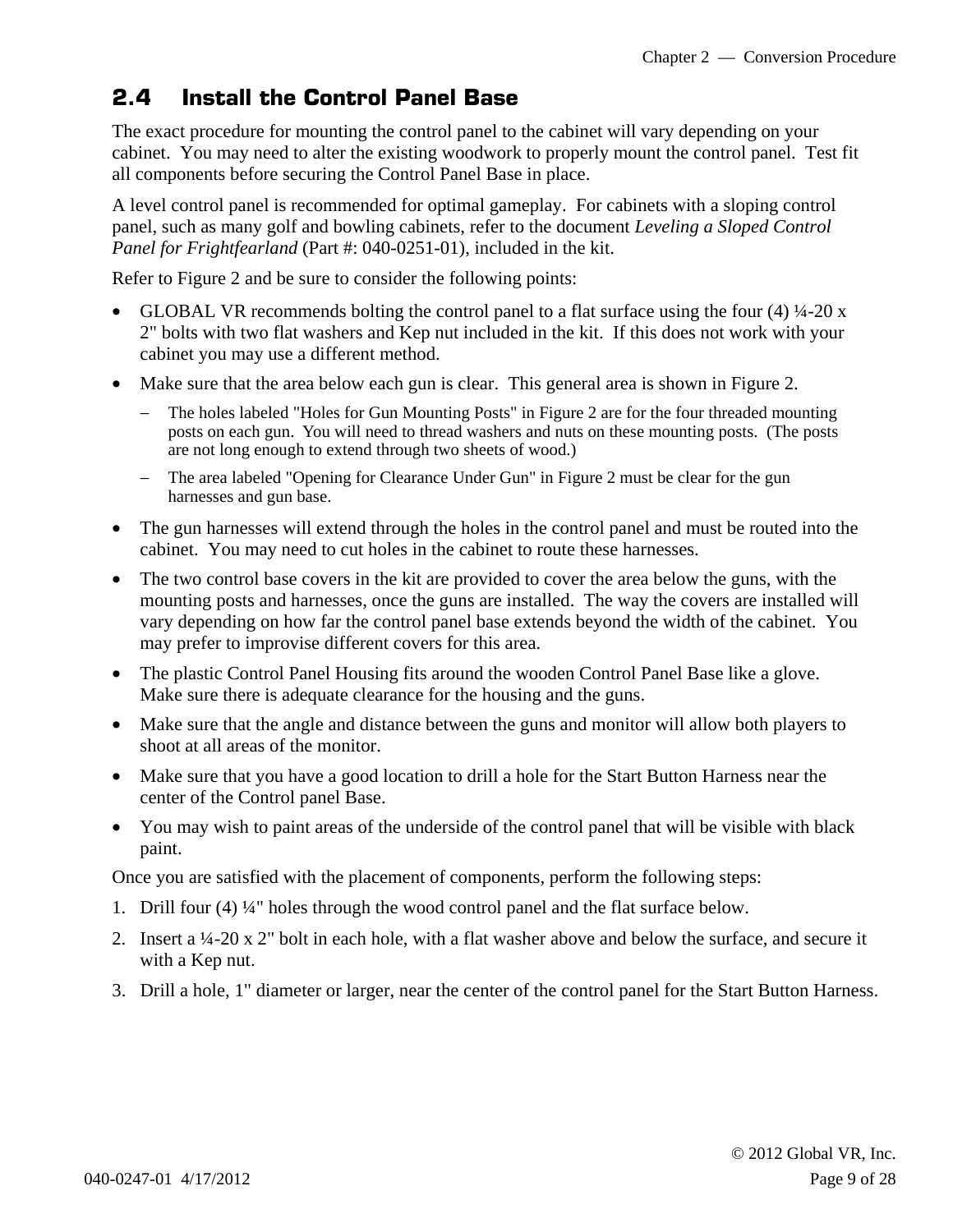## 2.4 Install the Control Panel Base

The exact procedure for mounting the control panel to the cabinet will vary depending on your cabinet. You may need to alter the existing woodwork to properly mount the control panel. Test fit all components before securing the Control Panel Base in place.

A level control panel is recommended for optimal gameplay. For cabinets with a sloping control panel, such as many golf and bowling cabinets, refer to the document *Leveling a Sloped Control Panel for Frightfearland* (Part #: 040-0251-01), included in the kit.

Refer to Figure 2 and be sure to consider the following points:

- GLOBAL VR recommends bolting the control panel to a flat surface using the four (4) ¼-20 x 2" bolts with two flat washers and Kep nut included in the kit. If this does not work with your cabinet you may use a different method.
- Make sure that the area below each gun is clear. This general area is shown in Figure 2.
  - The holes labeled "Holes for Gun Mounting Posts" in Figure 2 are for the four threaded mounting posts on each gun. You will need to thread washers and nuts on these mounting posts. (The posts are not long enough to extend through two sheets of wood.)
  - The area labeled "Opening for Clearance Under Gun" in Figure 2 must be clear for the gun harnesses and gun base.
- The gun harnesses will extend through the holes in the control panel and must be routed into the cabinet. You may need to cut holes in the cabinet to route these harnesses.
- The two control base covers in the kit are provided to cover the area below the guns, with the mounting posts and harnesses, once the guns are installed. The way the covers are installed will vary depending on how far the control panel base extends beyond the width of the cabinet. You may prefer to improvise different covers for this area.
- The plastic Control Panel Housing fits around the wooden Control Panel Base like a glove. Make sure there is adequate clearance for the housing and the guns.
- Make sure that the angle and distance between the guns and monitor will allow both players to shoot at all areas of the monitor.
- Make sure that you have a good location to drill a hole for the Start Button Harness near the center of the Control panel Base.
- You may wish to paint areas of the underside of the control panel that will be visible with black paint.

Once you are satisfied with the placement of components, perform the following steps:

1. Drill four (4) ¼" holes through the wood control panel and the flat surface below.
2. Insert a ¼-20 x 2" bolt in each hole, with a flat washer above and below the surface, and secure it with a Kep nut.
3. Drill a hole, 1" diameter or larger, near the center of the control panel for the Start Button Harness.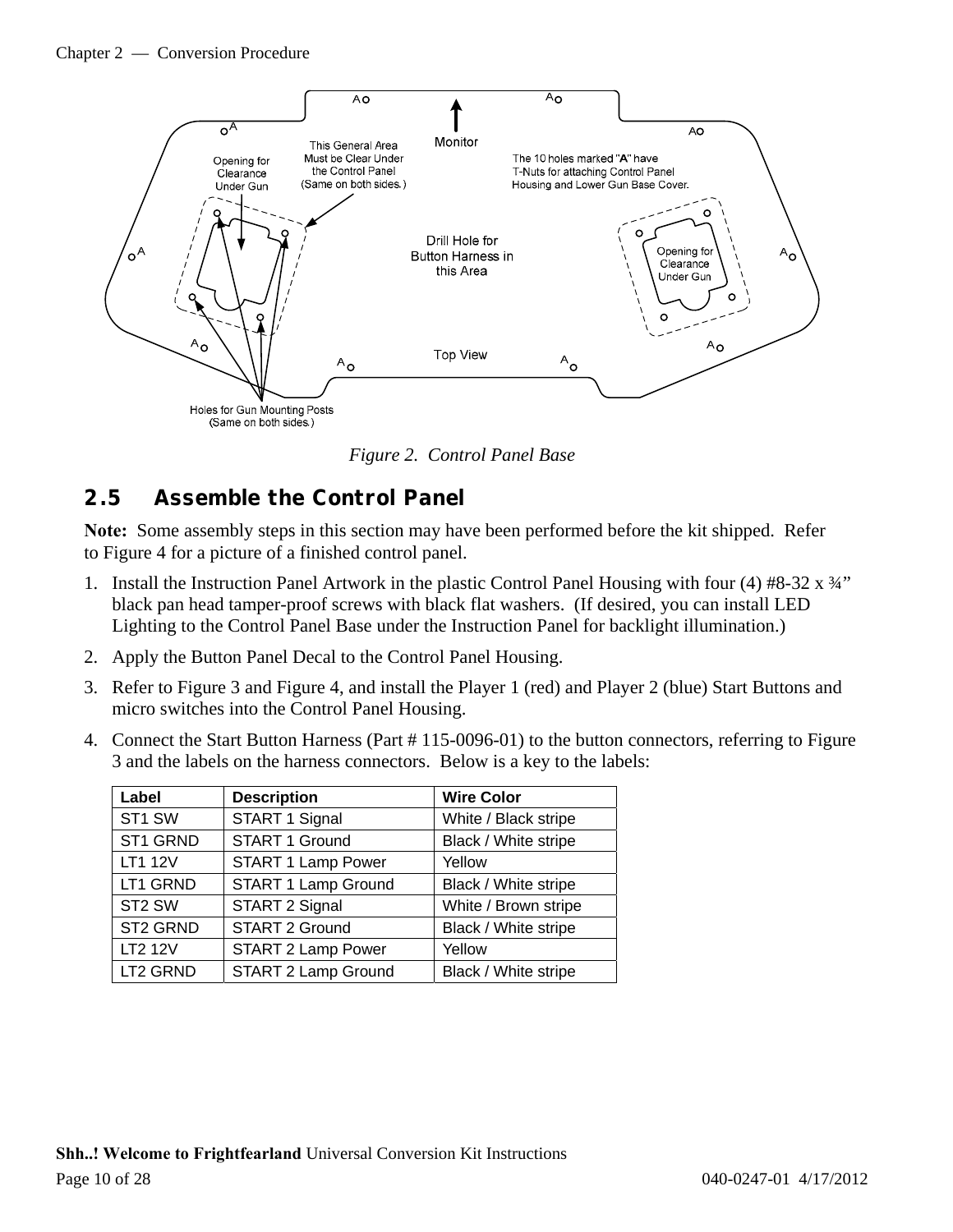Figure 2. Control Panel Base

## 2.5 Assemble the Control Panel

**Note:** Some assembly steps in this section may have been performed before the kit shipped. Refer to Figure 4 for a picture of a finished control panel.

1. Install the Instruction Panel Artwork in the plastic Control Panel Housing with four (4) #8-32 x ¾" black pan head tamper-proof screws with black flat washers. (If desired, you can install LED Lighting to the Control Panel Base under the Instruction Panel for backlight illumination.)
2. Apply the Button Panel Decal to the Control Panel Housing.
3. Refer to Figure 3 and Figure 4, and install the Player 1 (red) and Player 2 (blue) Start Buttons and micro switches into the Control Panel Housing.
4. Connect the Start Button Harness (Part # 115-0096-01) to the button connectors, referring to Figure 3 and the labels on the harness connectors. Below is a key to the labels:

| Label | Description | Wire Color |
|---|---|---|
| ST1 SW | START 1 Signal | White / Black stripe |
| ST1 GRND | START 1 Ground | Black / White stripe |
| LT1 12V | START 1 Lamp Power | Yellow |
| LT1 GRND | START 1 Lamp Ground | Black / White stripe |
| ST2 SW | START 2 Signal | White / Brown stripe |
| ST2 GRND | START 2 Ground | Black / White stripe |
| LT2 12V | START 2 Lamp Power | Yellow |
| LT2 GRND | START 2 Lamp Ground | Black / White stripe |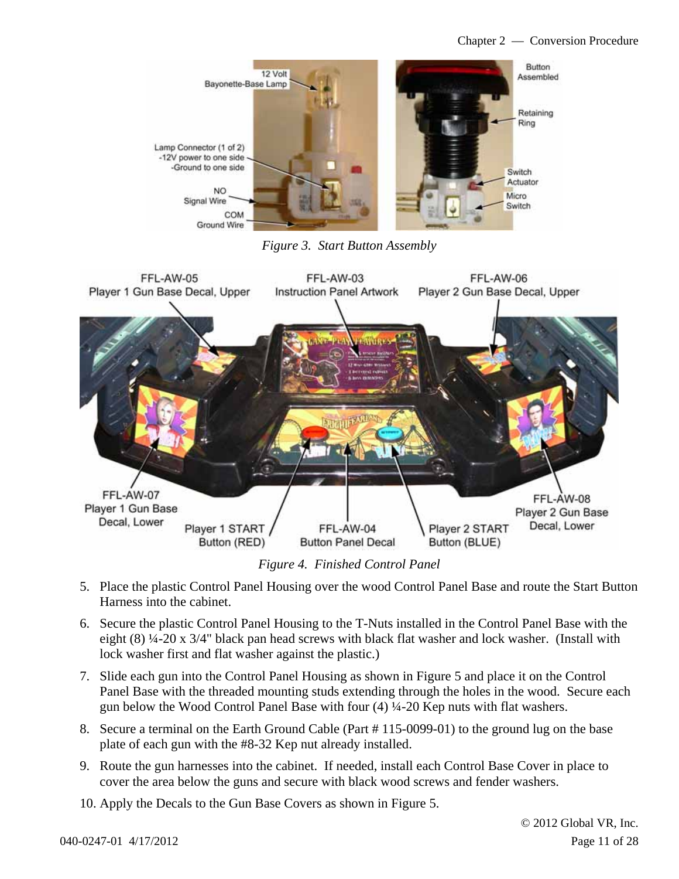*Figure 3. Start Button Assembly*

*Figure 4. Finished Control Panel*

5. Place the plastic Control Panel Housing over the wood Control Panel Base and route the Start Button Harness into the cabinet.
6. Secure the plastic Control Panel Housing to the T-Nuts installed in the Control Panel Base with the eight (8) ¼-20 x 3/4" black pan head screws with black flat washer and lock washer. (Install with lock washer first and flat washer against the plastic.)
7. Slide each gun into the Control Panel Housing as shown in Figure 5 and place it on the Control Panel Base with the threaded mounting studs extending through the holes in the wood. Secure each gun below the Wood Control Panel Base with four (4) ¼-20 Kep nuts with flat washers.
8. Secure a terminal on the Earth Ground Cable (Part # 115-0099-01) to the ground lug on the base plate of each gun with the #8-32 Kep nut already installed.
9. Route the gun harnesses into the cabinet. If needed, install each Control Base Cover in place to cover the area below the guns and secure with black wood screws and fender washers.
10. Apply the Decals to the Gun Base Covers as shown in Figure 5.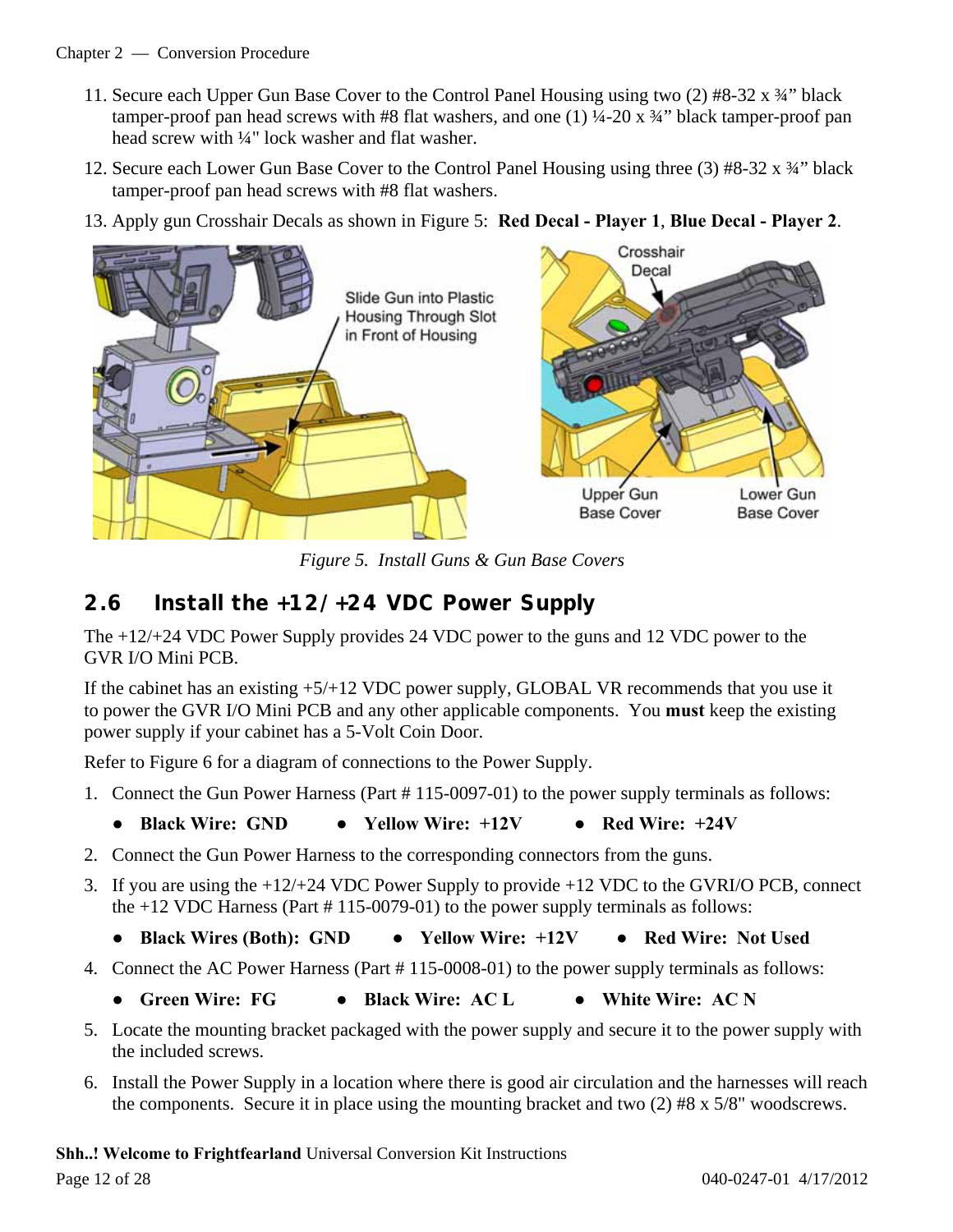11. Secure each Upper Gun Base Cover to the Control Panel Housing using two (2) #8-32 x ¾” black tamper-proof pan head screws with #8 flat washers, and one (1) ¼-20 x ¾” black tamper-proof pan head screw with ¼" lock washer and flat washer.
12. Secure each Lower Gun Base Cover to the Control Panel Housing using three (3) #8-32 x ¾” black tamper-proof pan head screws with #8 flat washers.
13. Apply gun Crosshair Decals as shown in Figure 5: **Red Decal - Player 1**, **Blue Decal - Player 2**.

*Figure 5. Install Guns & Gun Base Covers*

## 2.6 Install the +12/+24 VDC Power Supply

The +12/+24 VDC Power Supply provides 24 VDC power to the guns and 12 VDC power to the GVR I/O Mini PCB.

If the cabinet has an existing +5/+12 VDC power supply, GLOBAL VR recommends that you use it to power the GVR I/O Mini PCB and any other applicable components. You **must** keep the existing power supply if your cabinet has a 5-Volt Coin Door.

Refer to Figure 6 for a diagram of connections to the Power Supply.

1. Connect the Gun Power Harness (Part # 115-0097-01) to the power supply terminals as follows:
   - **Black Wire: GND**
   - **Yellow Wire: +12V**
   - **Red Wire: +24V**
2. Connect the Gun Power Harness to the corresponding connectors from the guns.
3. If you are using the +12/+24 VDC Power Supply to provide +12 VDC to the GVRI/O PCB, connect the +12 VDC Harness (Part # 115-0079-01) to the power supply terminals as follows:
   - **Black Wires (Both): GND**
   - **Yellow Wire: +12V**
   - **Red Wire: Not Used**
4. Connect the AC Power Harness (Part # 115-0008-01) to the power supply terminals as follows:
   - **Green Wire: FG**
   - **Black Wire: AC L**
   - **White Wire: AC N**
5. Locate the mounting bracket packaged with the power supply and secure it to the power supply with the included screws.
6. Install the Power Supply in a location where there is good air circulation and the harnesses will reach the components. Secure it in place using the mounting bracket and two (2) #8 x 5/8" woodscrews.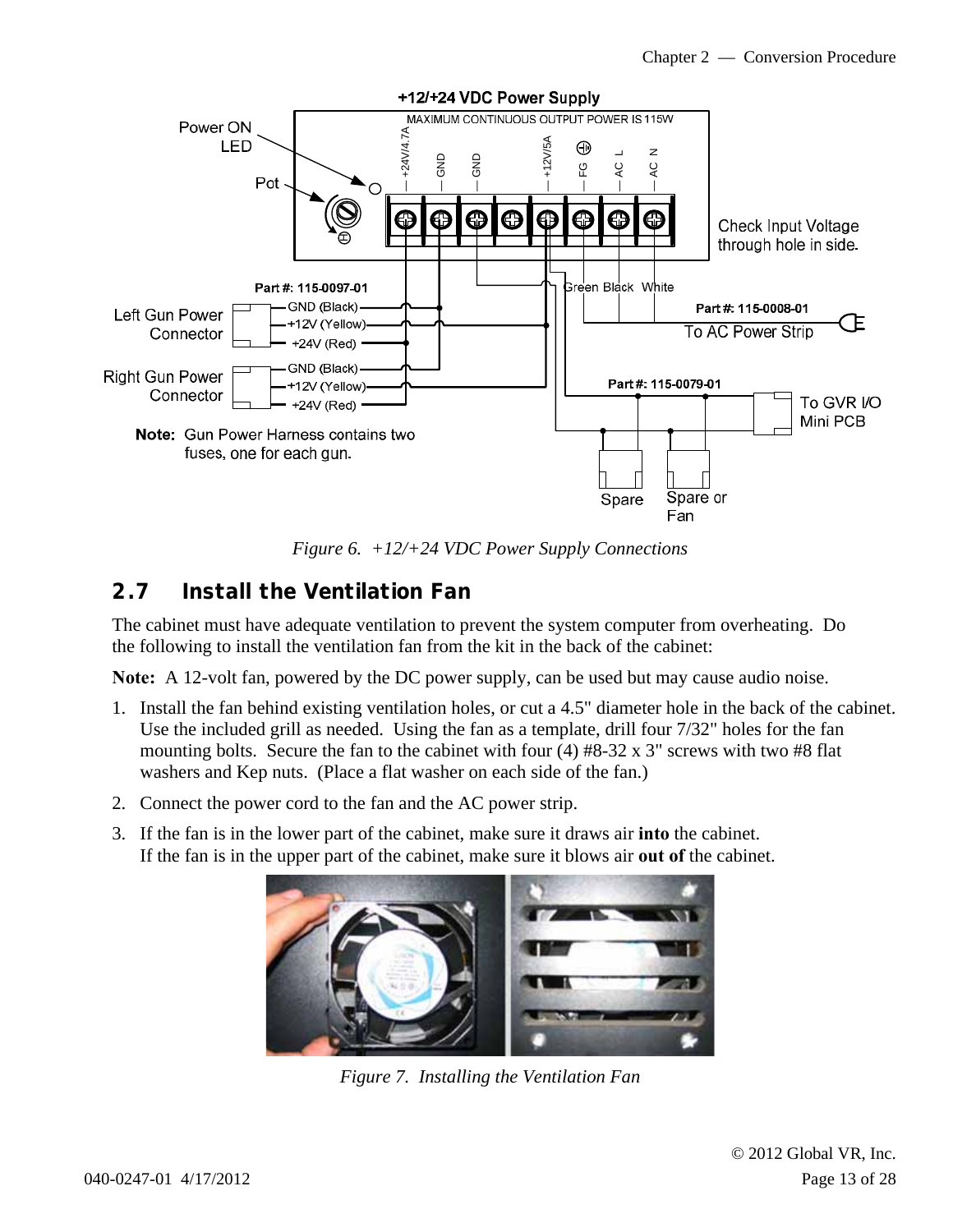Figure 6. +12/+24 VDC Power Supply Connections

## 2.7 Install the Ventilation Fan

The cabinet must have adequate ventilation to prevent the system computer from overheating. Do the following to install the ventilation fan from the kit in the back of the cabinet:

**Note:** A 12-volt fan, powered by the DC power supply, can be used but may cause audio noise.

1. Install the fan behind existing ventilation holes, or cut a 4.5" diameter hole in the back of the cabinet. Use the included grill as needed. Using the fan as a template, drill four 7/32" holes for the fan mounting bolts. Secure the fan to the cabinet with four (4) #8-32 x 3" screws with two #8 flat washers and Kep nuts. (Place a flat washer on each side of the fan.)
2. Connect the power cord to the fan and the AC power strip.
3. If the fan is in the lower part of the cabinet, make sure it draws air **into** the cabinet.
   If the fan is in the upper part of the cabinet, make sure it blows air **out of** the cabinet.

Figure 7. Installing the Ventilation Fan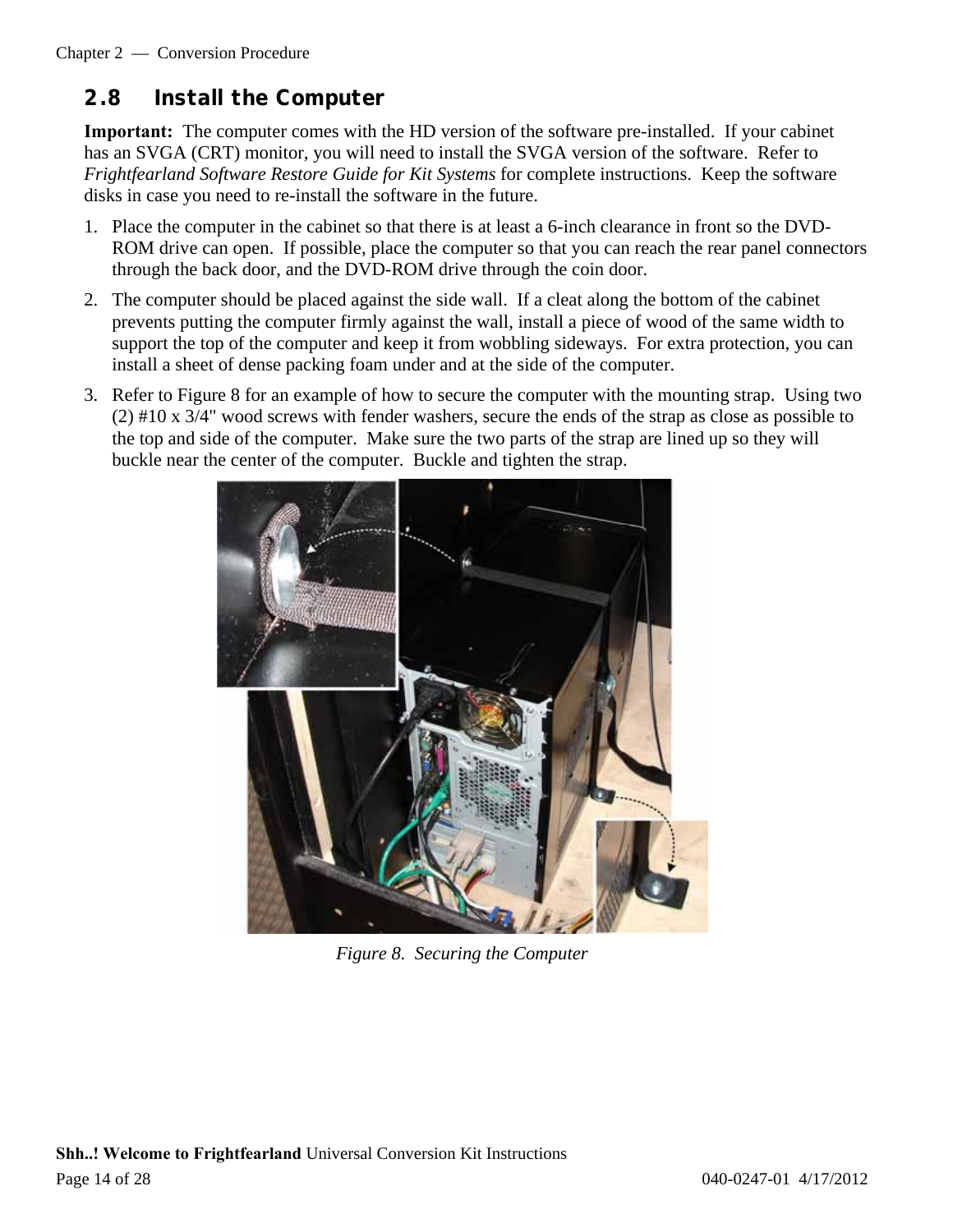## 2.8 Install the Computer

**Important:** The computer comes with the HD version of the software pre-installed. If your cabinet has an SVGA (CRT) monitor, you will need to install the SVGA version of the software. Refer to *Frightfearland Software Restore Guide for Kit Systems* for complete instructions. Keep the software disks in case you need to re-install the software in the future.

1. Place the computer in the cabinet so that there is at least a 6-inch clearance in front so the DVD-ROM drive can open. If possible, place the computer so that you can reach the rear panel connectors through the back door, and the DVD-ROM drive through the coin door.
2. The computer should be placed against the side wall. If a cleat along the bottom of the cabinet prevents putting the computer firmly against the wall, install a piece of wood of the same width to support the top of the computer and keep it from wobbling sideways. For extra protection, you can install a sheet of dense packing foam under and at the side of the computer.
3. Refer to Figure 8 for an example of how to secure the computer with the mounting strap. Using two (2) #10 x 3/4" wood screws with fender washers, secure the ends of the strap as close as possible to the top and side of the computer. Make sure the two parts of the strap are lined up so they will buckle near the center of the computer. Buckle and tighten the strap.

*Figure 8. Securing the Computer*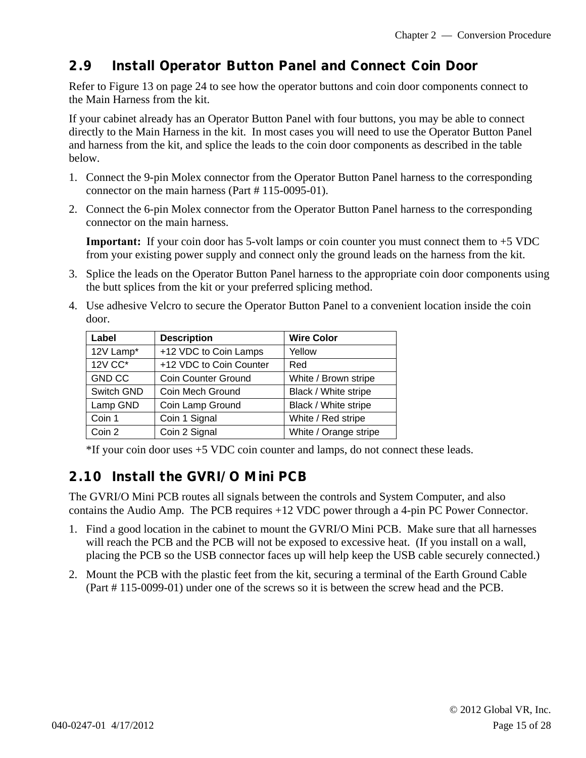## 2.9 Install Operator Button Panel and Connect Coin Door

Refer to Figure 13 on page 24 to see how the operator buttons and coin door components connect to the Main Harness from the kit.

If your cabinet already has an Operator Button Panel with four buttons, you may be able to connect directly to the Main Harness in the kit. In most cases you will need to use the Operator Button Panel and harness from the kit, and splice the leads to the coin door components as described in the table below.

1. Connect the 9-pin Molex connector from the Operator Button Panel harness to the corresponding connector on the main harness (Part # 115-0095-01).
2. Connect the 6-pin Molex connector from the Operator Button Panel harness to the corresponding connector on the main harness.

   **Important:** If your coin door has 5-volt lamps or coin counter you must connect them to +5 VDC from your existing power supply and connect only the ground leads on the harness from the kit.
3. Splice the leads on the Operator Button Panel harness to the appropriate coin door components using the butt splices from the kit or your preferred splicing method.
4. Use adhesive Velcro to secure the Operator Button Panel to a convenient location inside the coin door.

| Label | Description | Wire Color |
|---|---|---|
| 12V Lamp* | +12 VDC to Coin Lamps | Yellow |
| 12V CC* | +12 VDC to Coin Counter | Red |
| GND CC | Coin Counter Ground | White / Brown stripe |
| Switch GND | Coin Mech Ground | Black / White stripe |
| Lamp GND | Coin Lamp Ground | Black / White stripe |
| Coin 1 | Coin 1 Signal | White / Red stripe |
| Coin 2 | Coin 2 Signal | White / Orange stripe |

*If your coin door uses +5 VDC coin counter and lamps, do not connect these leads.

## 2.10 Install the GVRI/O Mini PCB

The GVRI/O Mini PCB routes all signals between the controls and System Computer, and also contains the Audio Amp. The PCB requires +12 VDC power through a 4-pin PC Power Connector.

1. Find a good location in the cabinet to mount the GVRI/O Mini PCB. Make sure that all harnesses will reach the PCB and the PCB will not be exposed to excessive heat. (If you install on a wall, placing the PCB so the USB connector faces up will help keep the USB cable securely connected.)
2. Mount the PCB with the plastic feet from the kit, securing a terminal of the Earth Ground Cable (Part # 115-0099-01) under one of the screws so it is between the screw head and the PCB.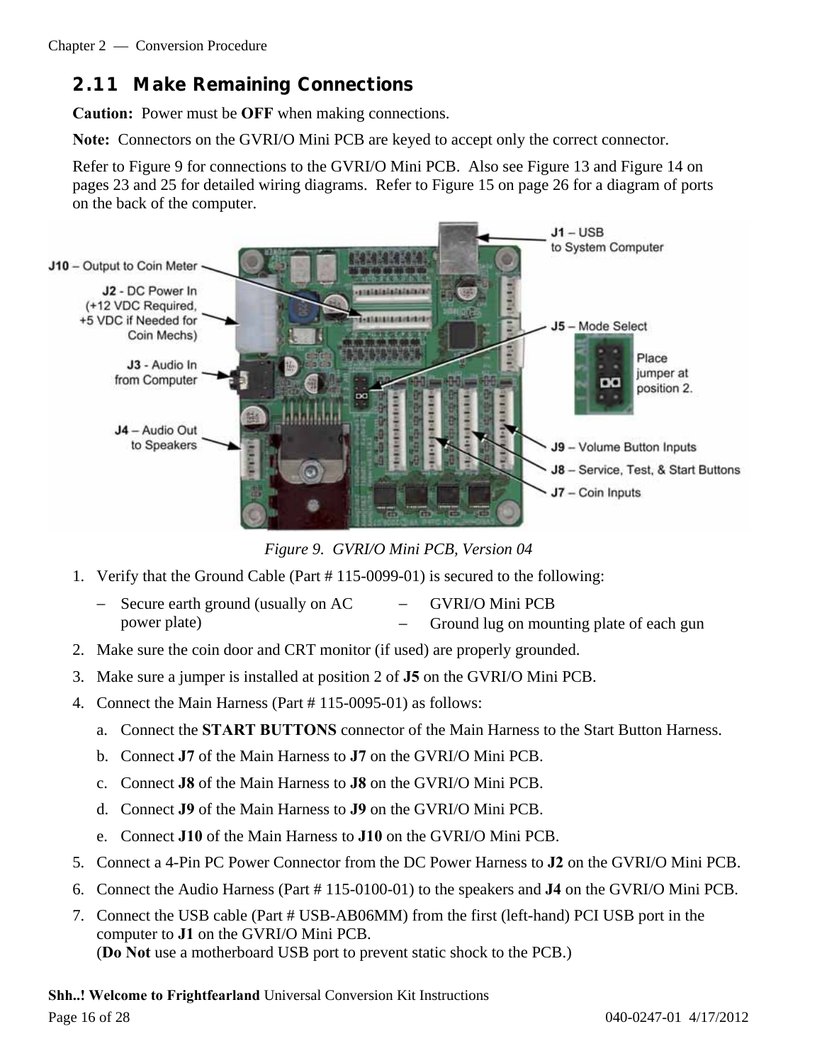## 2.11 Make Remaining Connections

**Caution:** Power must be **OFF** when making connections.

**Note:** Connectors on the GVRI/O Mini PCB are keyed to accept only the correct connector.

Refer to Figure 9 for connections to the GVRI/O Mini PCB. Also see Figure 13 and Figure 14 on pages 23 and 25 for detailed wiring diagrams. Refer to Figure 15 on page 26 for a diagram of ports on the back of the computer.

*Figure 9. GVRI/O Mini PCB, Version 04*

1. Verify that the Ground Cable (Part # 115-0099-01) is secured to the following:
   - Secure earth ground (usually on AC power plate)
   - GVRI/O Mini PCB
   - Ground lug on mounting plate of each gun
2. Make sure the coin door and CRT monitor (if used) are properly grounded.
3. Make sure a jumper is installed at position 2 of **J5** on the GVRI/O Mini PCB.
4. Connect the Main Harness (Part # 115-0095-01) as follows:
   a. Connect the **START BUTTONS** connector of the Main Harness to the Start Button Harness.
   b. Connect **J7** of the Main Harness to **J7** on the GVRI/O Mini PCB.
   c. Connect **J8** of the Main Harness to **J8** on the GVRI/O Mini PCB.
   d. Connect **J9** of the Main Harness to **J9** on the GVRI/O Mini PCB.
   e. Connect **J10** of the Main Harness to **J10** on the GVRI/O Mini PCB.
5. Connect a 4-Pin PC Power Connector from the DC Power Harness to **J2** on the GVRI/O Mini PCB.
6. Connect the Audio Harness (Part # 115-0100-01) to the speakers and **J4** on the GVRI/O Mini PCB.
7. Connect the USB cable (Part # USB-AB06MM) from the first (left-hand) PCI USB port in the computer to **J1** on the GVRI/O Mini PCB.
   (**Do Not** use a motherboard USB port to prevent static shock to the PCB.)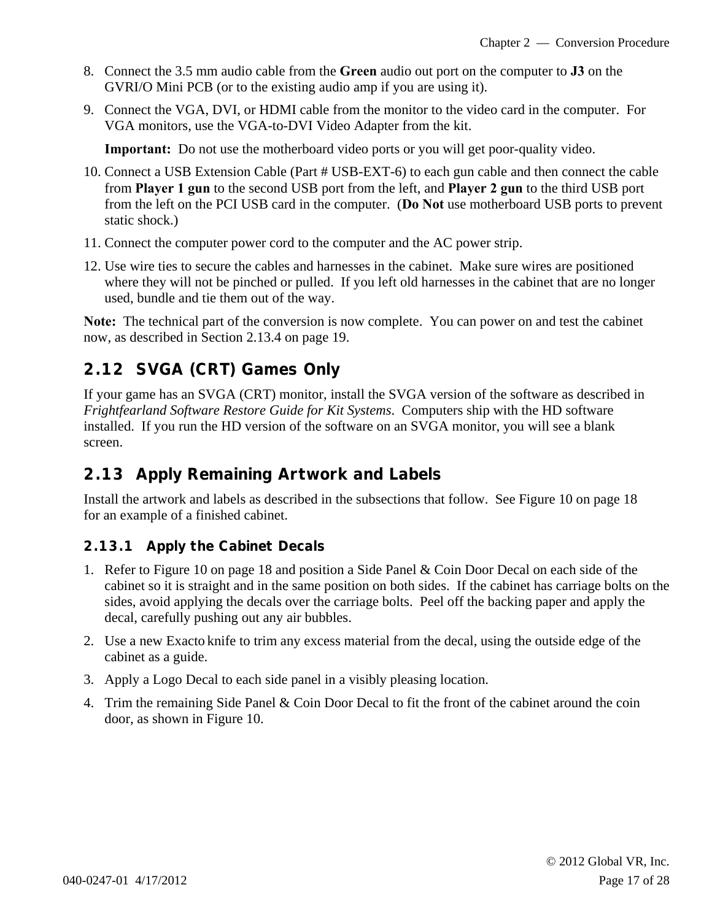8. Connect the 3.5 mm audio cable from the **Green** audio out port on the computer to **J3** on the GVRI/O Mini PCB (or to the existing audio amp if you are using it).
9. Connect the VGA, DVI, or HDMI cable from the monitor to the video card in the computer. For VGA monitors, use the VGA-to-DVI Video Adapter from the kit.

   **Important:** Do not use the motherboard video ports or you will get poor-quality video.
10. Connect a USB Extension Cable (Part # USB-EXT-6) to each gun cable and then connect the cable from **Player 1 gun** to the second USB port from the left, and **Player 2 gun** to the third USB port from the left on the PCI USB card in the computer. (**Do Not** use motherboard USB ports to prevent static shock.)
11. Connect the computer power cord to the computer and the AC power strip.
12. Use wire ties to secure the cables and harnesses in the cabinet. Make sure wires are positioned where they will not be pinched or pulled. If you left old harnesses in the cabinet that are no longer used, bundle and tie them out of the way.

**Note:** The technical part of the conversion is now complete. You can power on and test the cabinet now, as described in Section 2.13.4 on page 19.

## 2.12 SVGA (CRT) Games Only

If your game has an SVGA (CRT) monitor, install the SVGA version of the software as described in *Frightfearland Software Restore Guide for Kit Systems*. Computers ship with the HD software installed. If you run the HD version of the software on an SVGA monitor, you will see a blank screen.

## 2.13 Apply Remaining Artwork and Labels

Install the artwork and labels as described in the subsections that follow. See Figure 10 on page 18 for an example of a finished cabinet.

### 2.13.1 Apply the Cabinet Decals

1. Refer to Figure 10 on page 18 and position a Side Panel & Coin Door Decal on each side of the cabinet so it is straight and in the same position on both sides. If the cabinet has carriage bolts on the sides, avoid applying the decals over the carriage bolts. Peel off the backing paper and apply the decal, carefully pushing out any air bubbles.
2. Use a new Exacto knife to trim any excess material from the decal, using the outside edge of the cabinet as a guide.
3. Apply a Logo Decal to each side panel in a visibly pleasing location.
4. Trim the remaining Side Panel & Coin Door Decal to fit the front of the cabinet around the coin door, as shown in Figure 10.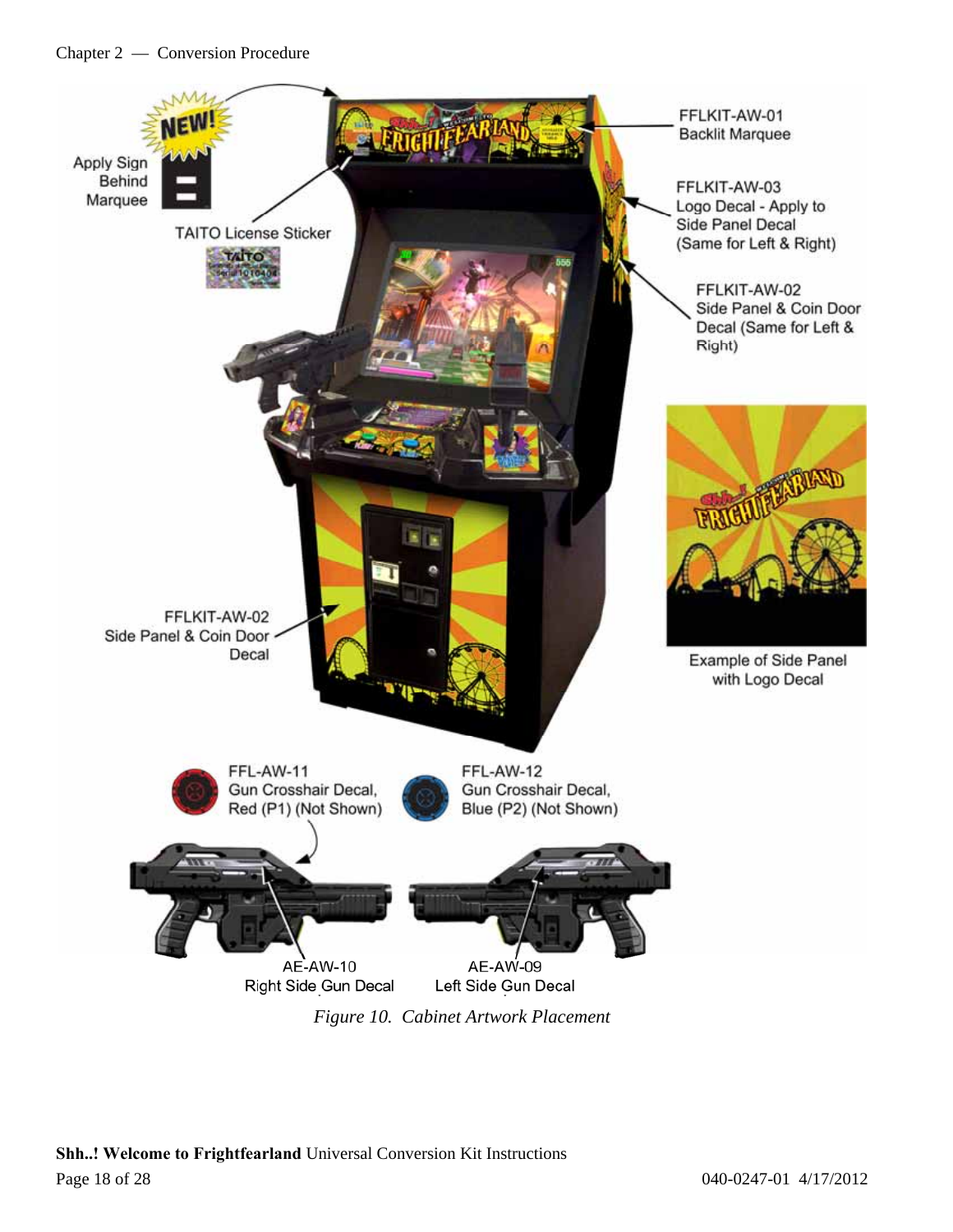Apply Sign Behind Marquee

NEW!

TAITO License Sticker

FFLKIT-AW-01
Backlit Marquee

FFLKIT-AW-03
Logo Decal - Apply to Side Panel Decal (Same for Left & Right)

FFLKIT-AW-02
Side Panel & Coin Door Decal (Same for Left & Right)

Example of Side Panel with Logo Decal

FFLKIT-AW-02
Side Panel & Coin Door Decal

FFL-AW-11
Gun Crosshair Decal, Red (P1) (Not Shown)

FFL-AW-12
Gun Crosshair Decal, Blue (P2) (Not Shown)

AE-AW-10
Right Side Gun Decal

AE-AW-09
Left Side Gun Decal

*Figure 10. Cabinet Artwork Placement*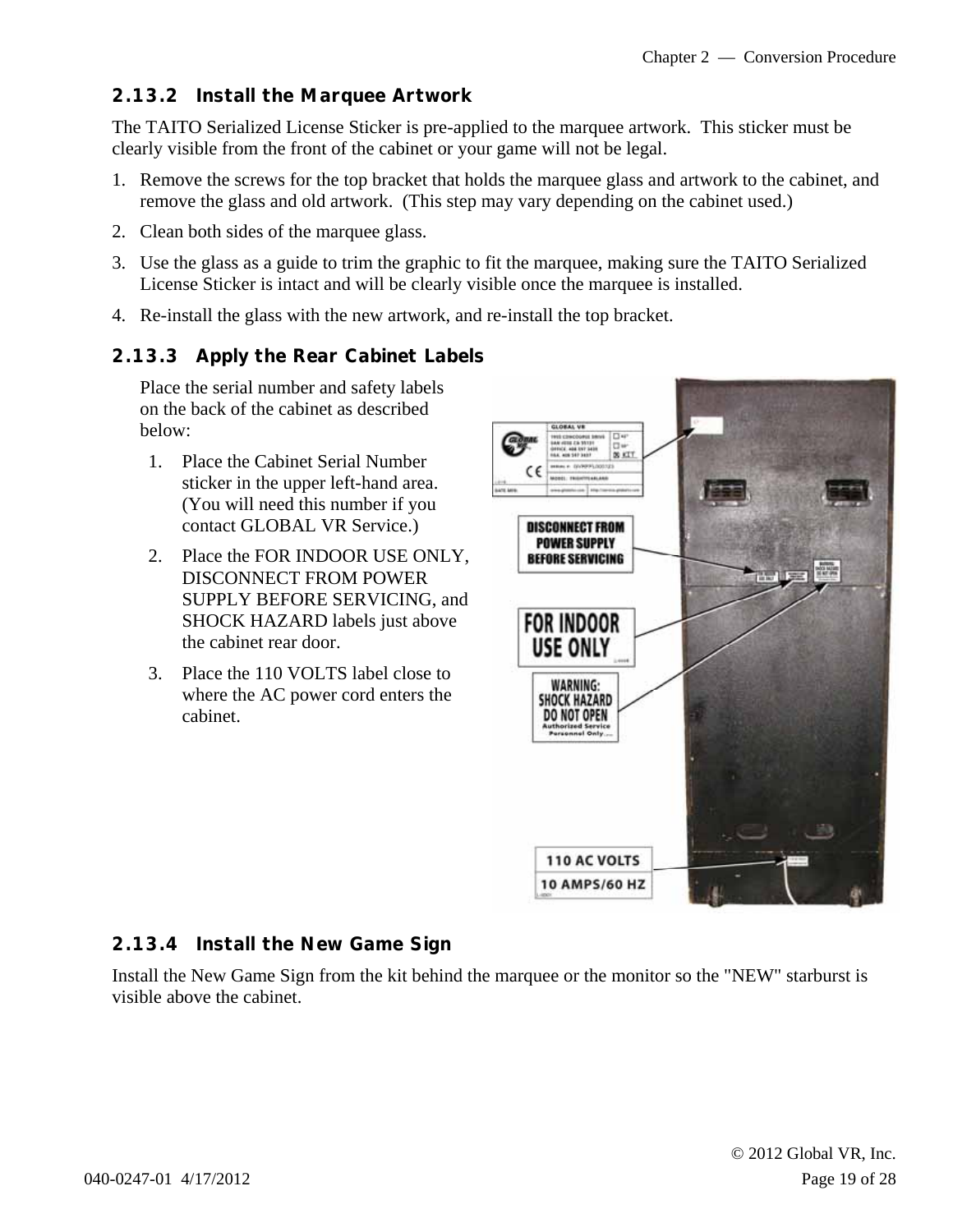### 2.13.2 Install the Marquee Artwork

The TAITO Serialized License Sticker is pre-applied to the marquee artwork. This sticker must be clearly visible from the front of the cabinet or your game will not be legal.

1. Remove the screws for the top bracket that holds the marquee glass and artwork to the cabinet, and remove the glass and old artwork. (This step may vary depending on the cabinet used.)
2. Clean both sides of the marquee glass.
3. Use the glass as a guide to trim the graphic to fit the marquee, making sure the TAITO Serialized License Sticker is intact and will be clearly visible once the marquee is installed.
4. Re-install the glass with the new artwork, and re-install the top bracket.

### 2.13.3 Apply the Rear Cabinet Labels

Place the serial number and safety labels on the back of the cabinet as described below:

1. Place the Cabinet Serial Number sticker in the upper left-hand area. (You will need this number if you contact GLOBAL VR Service.)
2. Place the FOR INDOOR USE ONLY, DISCONNECT FROM POWER SUPPLY BEFORE SERVICING, and SHOCK HAZARD labels just above the cabinet rear door.
3. Place the 110 VOLTS label close to where the AC power cord enters the cabinet.

### 2.13.4 Install the New Game Sign

Install the New Game Sign from the kit behind the marquee or the monitor so the "NEW" starburst is visible above the cabinet.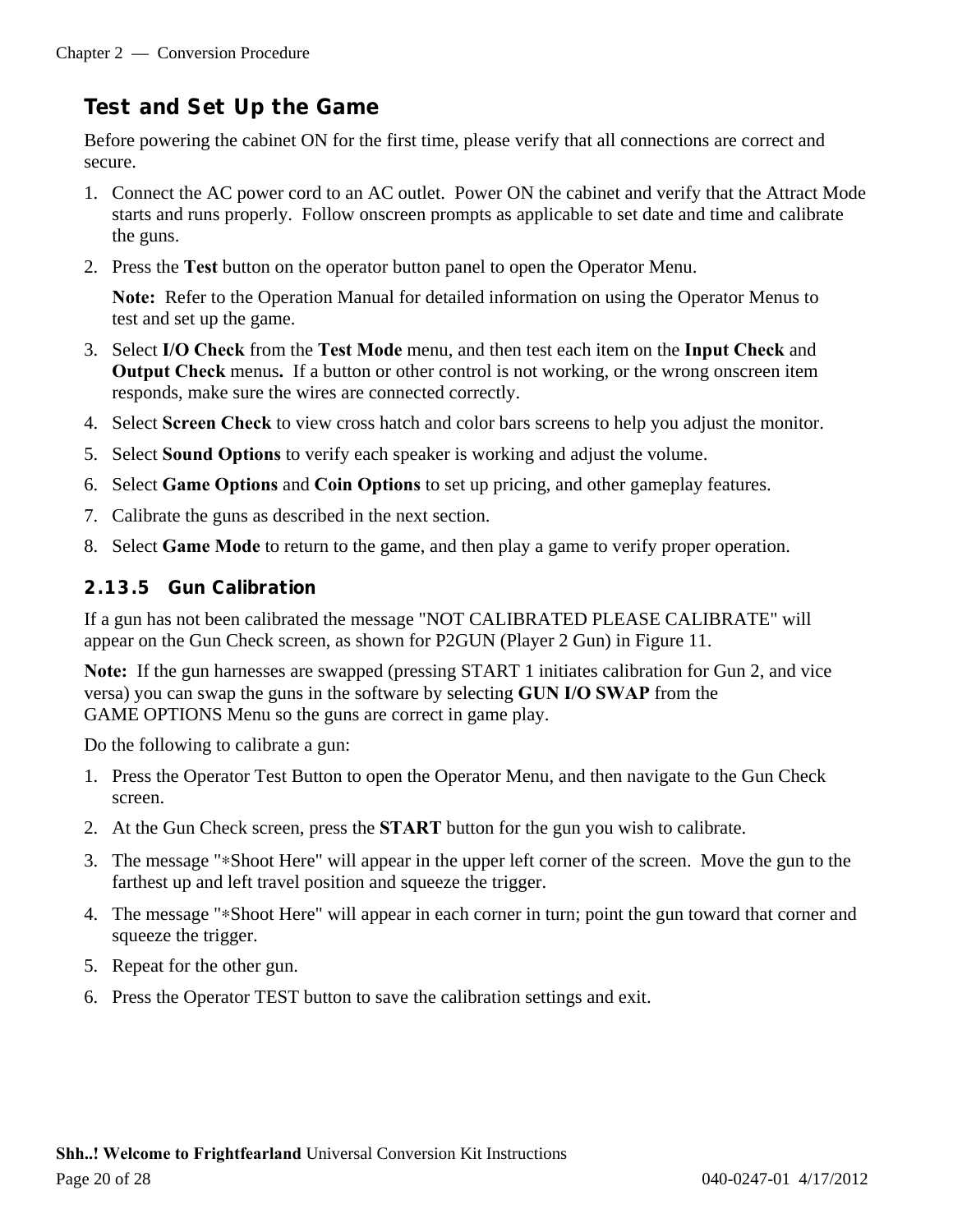## Test and Set Up the Game

Before powering the cabinet ON for the first time, please verify that all connections are correct and secure.

1. Connect the AC power cord to an AC outlet. Power ON the cabinet and verify that the Attract Mode starts and runs properly. Follow onscreen prompts as applicable to set date and time and calibrate the guns.
2. Press the **Test** button on the operator button panel to open the Operator Menu.

   **Note:** Refer to the Operation Manual for detailed information on using the Operator Menus to test and set up the game.
3. Select **I/O Check** from the **Test Mode** menu, and then test each item on the **Input Check** and **Output Check** menus**.** If a button or other control is not working, or the wrong onscreen item responds, make sure the wires are connected correctly.
4. Select **Screen Check** to view cross hatch and color bars screens to help you adjust the monitor.
5. Select **Sound Options** to verify each speaker is working and adjust the volume.
6. Select **Game Options** and **Coin Options** to set up pricing, and other gameplay features.
7. Calibrate the guns as described in the next section.
8. Select **Game Mode** to return to the game, and then play a game to verify proper operation.

### 2.13.5 Gun Calibration

If a gun has not been calibrated the message "NOT CALIBRATED PLEASE CALIBRATE" will appear on the Gun Check screen, as shown for P2GUN (Player 2 Gun) in Figure 11.

**Note:** If the gun harnesses are swapped (pressing START 1 initiates calibration for Gun 2, and vice versa) you can swap the guns in the software by selecting **GUN I/O SWAP** from the GAME OPTIONS Menu so the guns are correct in game play.

Do the following to calibrate a gun:

1. Press the Operator Test Button to open the Operator Menu, and then navigate to the Gun Check screen.
2. At the Gun Check screen, press the **START** button for the gun you wish to calibrate.
3. The message "∗Shoot Here" will appear in the upper left corner of the screen. Move the gun to the farthest up and left travel position and squeeze the trigger.
4. The message "∗Shoot Here" will appear in each corner in turn; point the gun toward that corner and squeeze the trigger.
5. Repeat for the other gun.
6. Press the Operator TEST button to save the calibration settings and exit.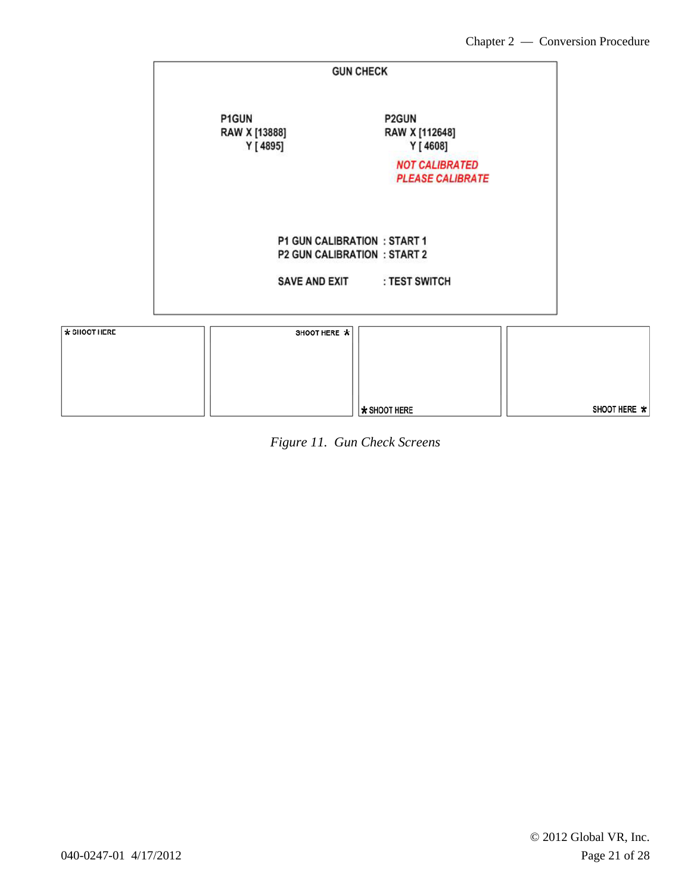GUN CHECK

P1GUN
RAW X [13888]
Y [ 4895]

P2GUN
RAW X [112648]
Y [ 4608]

*NOT CALIBRATED*
*PLEASE CALIBRATE*

P1 GUN CALIBRATION : START 1
P2 GUN CALIBRATION : START 2

SAVE AND EXIT : TEST SWITCH

| * SHOOT HERE | SHOOT HERE * | * SHOOT HERE | SHOOT HERE * |
|---|---|---|---|

*Figure 11. Gun Check Screens*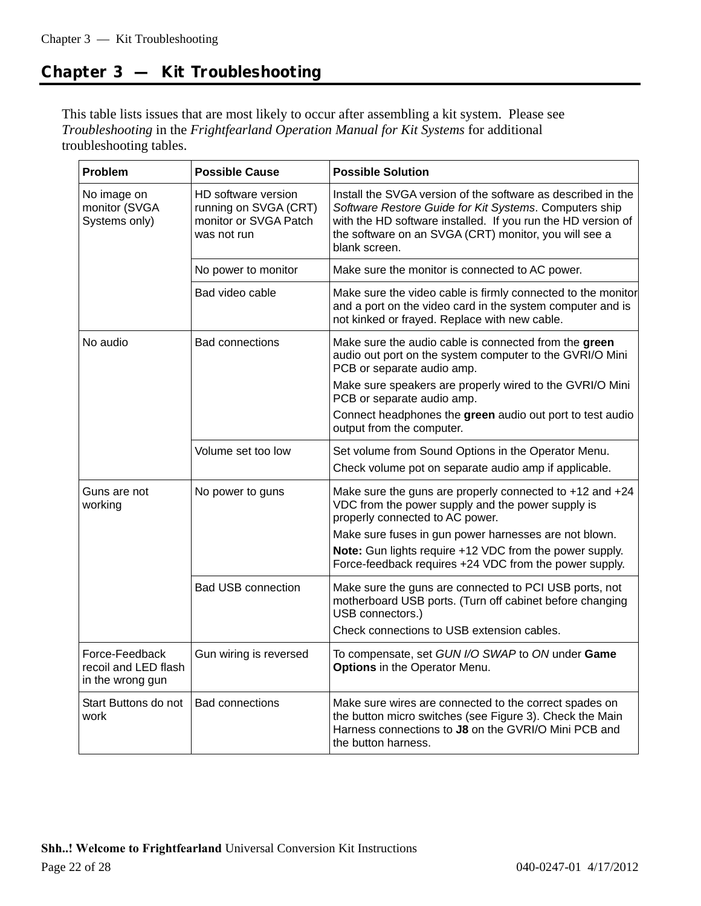# Chapter 3 — Kit Troubleshooting

This table lists issues that are most likely to occur after assembling a kit system. Please see *Troubleshooting* in the *Frightfearland Operation Manual for Kit Systems* for additional troubleshooting tables.

| Problem | Possible Cause | Possible Solution |
|---|---|---|
| No image on monitor (SVGA Systems only) | HD software version running on SVGA (CRT) monitor or SVGA Patch was not run | Install the SVGA version of the software as described in the *Software Restore Guide for Kit Systems*. Computers ship with the HD software installed. If you run the HD version of the software on an SVGA (CRT) monitor, you will see a blank screen. |
| | No power to monitor | Make sure the monitor is connected to AC power. |
| | Bad video cable | Make sure the video cable is firmly connected to the monitor and a port on the video card in the system computer and is not kinked or frayed. Replace with new cable. |
| No audio | Bad connections | Make sure the audio cable is connected from the **green** audio out port on the system computer to the GVRI/O Mini PCB or separate audio amp.<br>Make sure speakers are properly wired to the GVRI/O Mini PCB or separate audio amp.<br>Connect headphones the **green** audio out port to test audio output from the computer. |
| | Volume set too low | Set volume from Sound Options in the Operator Menu.<br>Check volume pot on separate audio amp if applicable. |
| Guns are not working | No power to guns | Make sure the guns are properly connected to +12 and +24 VDC from the power supply and the power supply is properly connected to AC power.<br>Make sure fuses in gun power harnesses are not blown.<br>**Note:** Gun lights require +12 VDC from the power supply. Force-feedback requires +24 VDC from the power supply. |
| | Bad USB connection | Make sure the guns are connected to PCI USB ports, not motherboard USB ports. (Turn off cabinet before changing USB connectors.)<br>Check connections to USB extension cables. |
| Force-Feedback recoil and LED flash in the wrong gun | Gun wiring is reversed | To compensate, set *GUN I/O SWAP* to *ON* under **Game Options** in the Operator Menu. |
| Start Buttons do not work | Bad connections | Make sure wires are connected to the correct spades on the button micro switches (see Figure 3). Check the Main Harness connections to **J8** on the GVRI/O Mini PCB and the button harness. |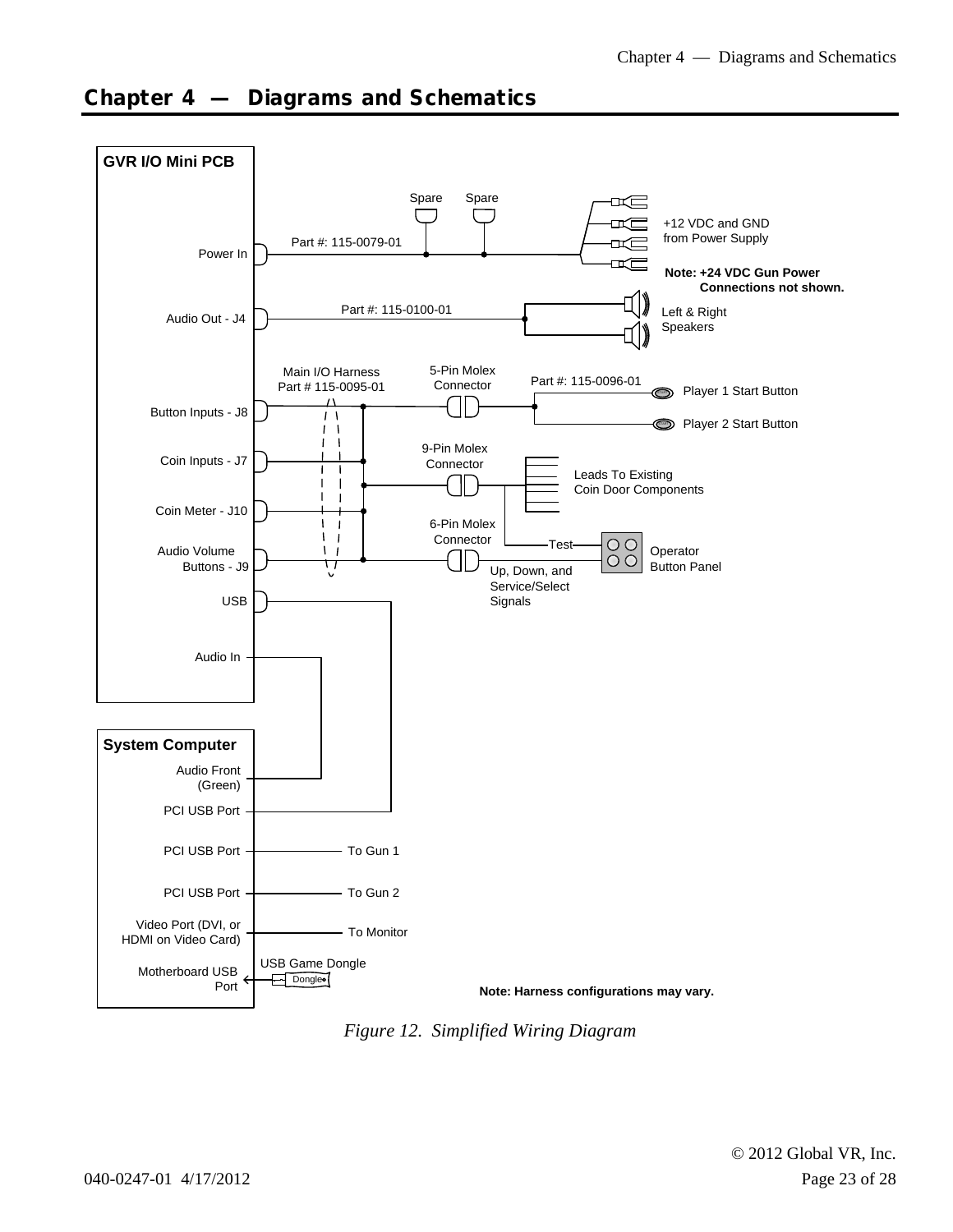# Chapter 4 — Diagrams and Schematics

**GVR I/O Mini PCB**

Power In — Part #: 115-0079-01 — Spare, Spare — +12 VDC and GND from Power Supply

**Note: +24 VDC Gun Power Connections not shown.**

Audio Out - J4 — Part #: 115-0100-01 — Left & Right Speakers

Main I/O Harness Part # 115-0095-01

Button Inputs - J8 — 5-Pin Molex Connector — Part #: 115-0096-01 — Player 1 Start Button, Player 2 Start Button

Coin Inputs - J7 — 9-Pin Molex Connector — Leads To Existing Coin Door Components

Coin Meter - J10

Audio Volume Buttons - J9 — 6-Pin Molex Connector — Test — Operator Button Panel — Up, Down, and Service/Select Signals

USB

Audio In

**System Computer**

Audio Front (Green)

PCI USB Port

PCI USB Port — To Gun 1

PCI USB Port — To Gun 2

Video Port (DVI, or HDMI on Video Card) — To Monitor

Motherboard USB Port — USB Game Dongle — Dongle

**Note: Harness configurations may vary.**

*Figure 12. Simplified Wiring Diagram*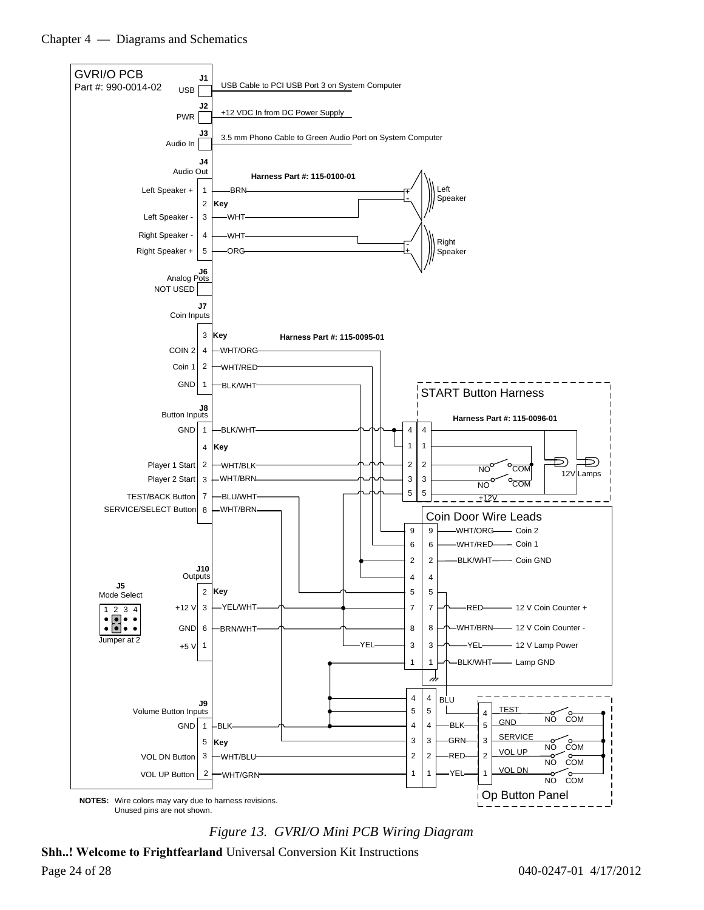GVRI/O PCB
Part #: 990-0014-02

J1 USB — USB Cable to PCI USB Port 3 on System Computer

J2 PWR — +12 VDC In from DC Power Supply

J3 Audio In — 3.5 mm Phono Cable to Green Audio Port on System Computer

J4 Audio Out — Harness Part #: 115-0100-01

| Pin | Signal | Wire | Destination |
|---|---|---|---|
| 1 | Left Speaker + | BRN | Left Speaker + |
| 2 | Key | | |
| 3 | Left Speaker - | WHT | Left Speaker - |
| 4 | Right Speaker - | WHT | Right Speaker - |
| 5 | Right Speaker + | ORG | Right Speaker + |

J6 Analog Pots — NOT USED

J7 Coin Inputs — Harness Part #: 115-0095-01

| Pin | Signal | Wire |
|---|---|---|
| 3 | Key | |
| 4 | COIN 2 | WHT/ORG |
| 2 | Coin 1 | WHT/RED |
| 1 | GND | BLK/WHT |

J8 Button Inputs

| Pin | Signal | Wire |
|---|---|---|
| 1 | GND | BLK/WHT |
| 4 | Key | |
| 2 | Player 1 Start | WHT/BLK |
| 3 | Player 2 Start | WHT/BRN |
| 7 | TEST/BACK Button | BLU/WHT |
| 8 | SERVICE/SELECT Button | WHT/BRN |

J10 Outputs

| Pin | Signal | Wire |
|---|---|---|
| 2 | Key | |
| 3 | +12 V | YEL/WHT |
| 6 | GND | BRN/WHT |
| 1 | +5 V | |

J5 Mode Select — 1 2 3 4 — Jumper at 2

J9 Volume Button Inputs

| Pin | Signal | Wire |
|---|---|---|
| 1 | GND | BLK |
| 5 | Key | |
| 3 | VOL DN Button | WHT/BLU |
| 2 | VOL UP Button | WHT/GRN |

START Button Harness — Harness Part #: 115-0096-01

Pins 4, 1, 2, 3, 5; NO/COM switches; 12V Lamps; +12V

Coin Door Wire Leads

| Pin | Wire | Function |
|---|---|---|
| 9 | WHT/ORG | Coin 2 |
| 6 | WHT/RED | Coin 1 |
| 2 | BLK/WHT | Coin GND |
| 4 | | |
| 5 | | |
| 7 | RED | 12 V Coin Counter + |
| 8 | WHT/BRN | 12 V Coin Counter - |
| 3 | YEL | 12 V Lamp Power |
| 1 | BLK/WHT | Lamp GND |

Op Button Panel

| Pin | Wire | Function |
|---|---|---|
| 4 | BLU | TEST (NO/COM) |
| 5 | BLK | GND |
| 3 | GRN | SERVICE (NO/COM) |
| 2 | RED | VOL UP (NO/COM) |
| 1 | YEL | VOL DN (NO/COM) |

**NOTES:** Wire colors may vary due to harness revisions.
Unused pins are not shown.

*Figure 13. GVRI/O Mini PCB Wiring Diagram*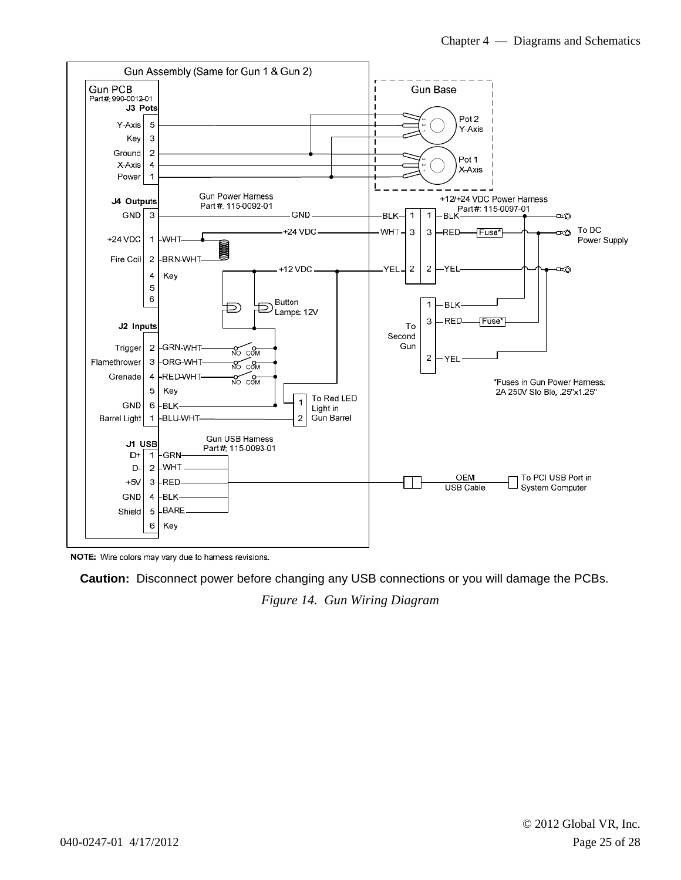**NOTE:** Wire colors may vary due to harness revisions.

**Caution:** Disconnect power before changing any USB connections or you will damage the PCBs.

*Figure 14. Gun Wiring Diagram*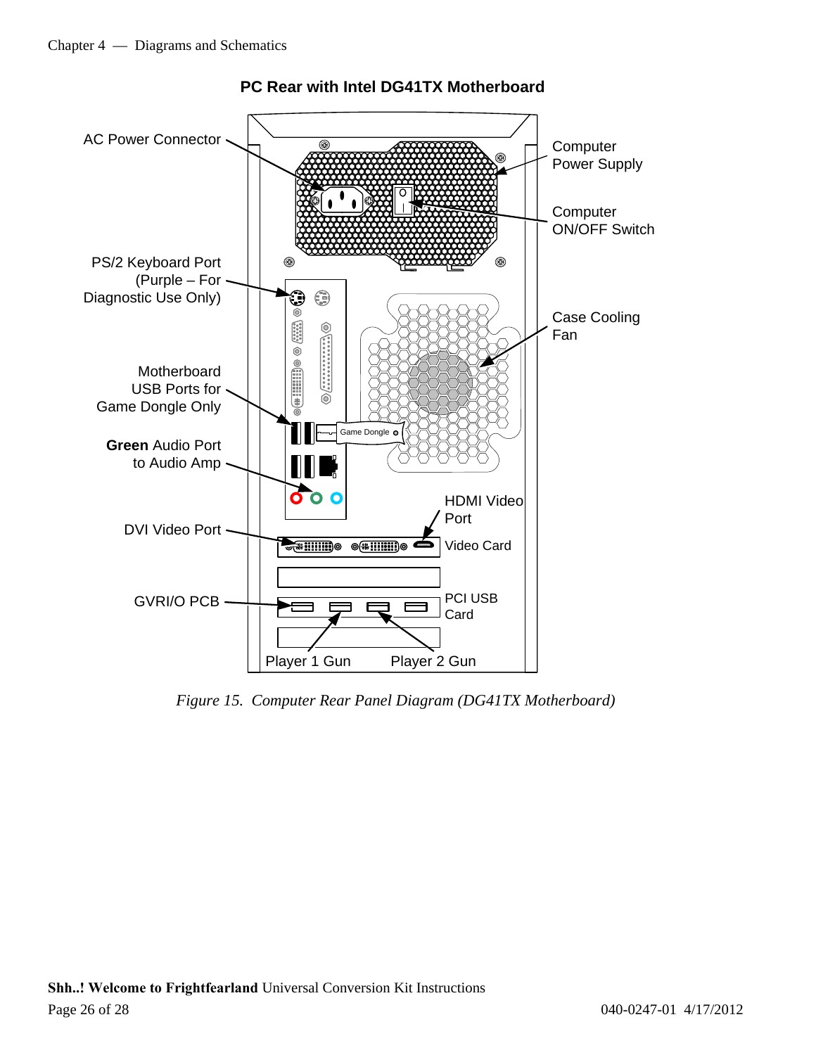## PC Rear with Intel DG41TX Motherboard

AC Power Connector

Computer Power Supply

Computer ON/OFF Switch

PS/2 Keyboard Port (Purple – For Diagnostic Use Only)

Case Cooling Fan

Motherboard USB Ports for Game Dongle Only

Game Dongle

**Green** Audio Port to Audio Amp

HDMI Video Port

DVI Video Port

Video Card

GVRI/O PCB

PCI USB Card

Player 1 Gun

Player 2 Gun

*Figure 15. Computer Rear Panel Diagram (DG41TX Motherboard)*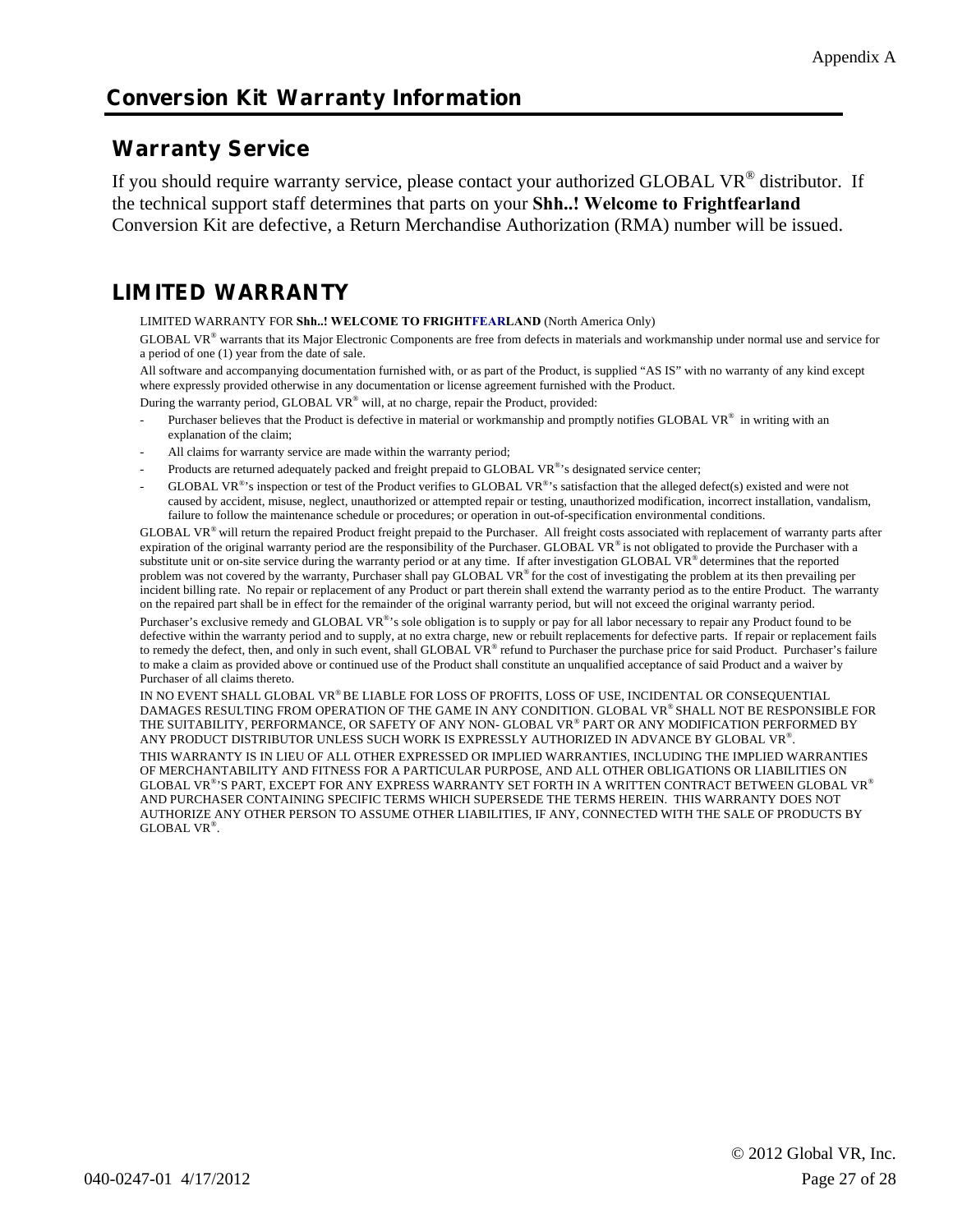# Conversion Kit Warranty Information

## Warranty Service

If you should require warranty service, please contact your authorized GLOBAL VR® distributor. If the technical support staff determines that parts on your **Shh..! Welcome to Frightfearland** Conversion Kit are defective, a Return Merchandise Authorization (RMA) number will be issued.

## LIMITED WARRANTY

LIMITED WARRANTY FOR **Shh..! WELCOME TO FRIGHTFEARLAND** (North America Only)

GLOBAL VR® warrants that its Major Electronic Components are free from defects in materials and workmanship under normal use and service for a period of one (1) year from the date of sale.

All software and accompanying documentation furnished with, or as part of the Product, is supplied "AS IS" with no warranty of any kind except where expressly provided otherwise in any documentation or license agreement furnished with the Product.

During the warranty period, GLOBAL VR® will, at no charge, repair the Product, provided:

- Purchaser believes that the Product is defective in material or workmanship and promptly notifies GLOBAL VR® in writing with an explanation of the claim;
- All claims for warranty service are made within the warranty period;
- Products are returned adequately packed and freight prepaid to GLOBAL VR®'s designated service center;
- GLOBAL VR®'s inspection or test of the Product verifies to GLOBAL VR®'s satisfaction that the alleged defect(s) existed and were not caused by accident, misuse, neglect, unauthorized or attempted repair or testing, unauthorized modification, incorrect installation, vandalism, failure to follow the maintenance schedule or procedures; or operation in out-of-specification environmental conditions.

GLOBAL VR® will return the repaired Product freight prepaid to the Purchaser. All freight costs associated with replacement of warranty parts after expiration of the original warranty period are the responsibility of the Purchaser. GLOBAL VR® is not obligated to provide the Purchaser with a substitute unit or on-site service during the warranty period or at any time. If after investigation GLOBAL VR® determines that the reported problem was not covered by the warranty, Purchaser shall pay GLOBAL VR® for the cost of investigating the problem at its then prevailing per incident billing rate. No repair or replacement of any Product or part therein shall extend the warranty period as to the entire Product. The warranty on the repaired part shall be in effect for the remainder of the original warranty period, but will not exceed the original warranty period.

Purchaser's exclusive remedy and GLOBAL VR®'s sole obligation is to supply or pay for all labor necessary to repair any Product found to be defective within the warranty period and to supply, at no extra charge, new or rebuilt replacements for defective parts. If repair or replacement fails to remedy the defect, then, and only in such event, shall GLOBAL VR® refund to Purchaser the purchase price for said Product. Purchaser's failure to make a claim as provided above or continued use of the Product shall constitute an unqualified acceptance of said Product and a waiver by Purchaser of all claims thereto.

IN NO EVENT SHALL GLOBAL VR® BE LIABLE FOR LOSS OF PROFITS, LOSS OF USE, INCIDENTAL OR CONSEQUENTIAL DAMAGES RESULTING FROM OPERATION OF THE GAME IN ANY CONDITION. GLOBAL VR® SHALL NOT BE RESPONSIBLE FOR THE SUITABILITY, PERFORMANCE, OR SAFETY OF ANY NON- GLOBAL VR® PART OR ANY MODIFICATION PERFORMED BY ANY PRODUCT DISTRIBUTOR UNLESS SUCH WORK IS EXPRESSLY AUTHORIZED IN ADVANCE BY GLOBAL VR®.

THIS WARRANTY IS IN LIEU OF ALL OTHER EXPRESSED OR IMPLIED WARRANTIES, INCLUDING THE IMPLIED WARRANTIES OF MERCHANTABILITY AND FITNESS FOR A PARTICULAR PURPOSE, AND ALL OTHER OBLIGATIONS OR LIABILITIES ON GLOBAL VR®'S PART, EXCEPT FOR ANY EXPRESS WARRANTY SET FORTH IN A WRITTEN CONTRACT BETWEEN GLOBAL VR® AND PURCHASER CONTAINING SPECIFIC TERMS WHICH SUPERSEDE THE TERMS HEREIN. THIS WARRANTY DOES NOT AUTHORIZE ANY OTHER PERSON TO ASSUME OTHER LIABILITIES, IF ANY, CONNECTED WITH THE SALE OF PRODUCTS BY GLOBAL VR®.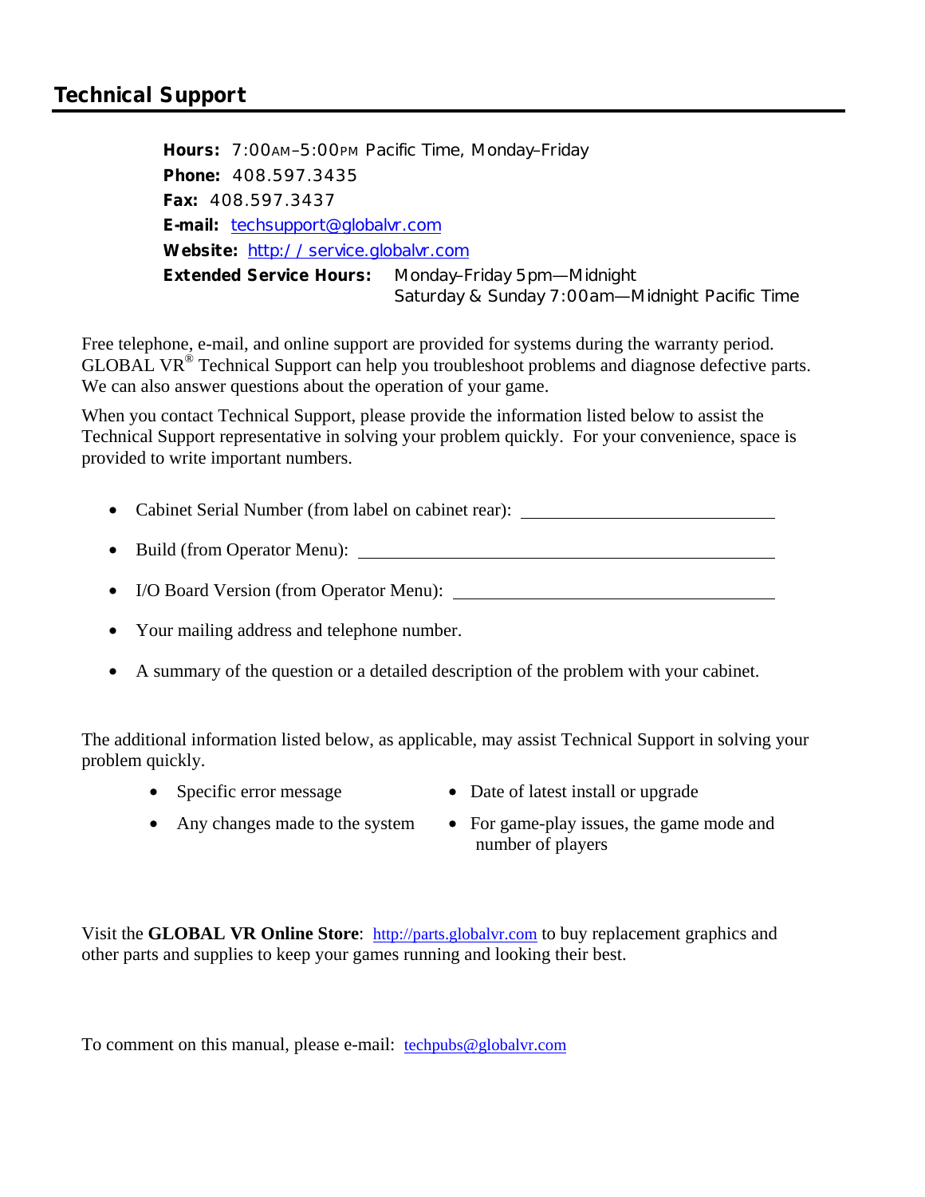## Technical Support

**Hours:** 7:00AM–5:00PM Pacific Time, Monday–Friday
**Phone:** 408.597.3435
**Fax:** 408.597.3437
**E-mail:** techsupport@globalvr.com
**Website:** http://service.globalvr.com
**Extended Service Hours:** Monday–Friday 5pm—Midnight
Saturday & Sunday 7:00am—Midnight Pacific Time

Free telephone, e-mail, and online support are provided for systems during the warranty period. GLOBAL VR® Technical Support can help you troubleshoot problems and diagnose defective parts. We can also answer questions about the operation of your game.

When you contact Technical Support, please provide the information listed below to assist the Technical Support representative in solving your problem quickly. For your convenience, space is provided to write important numbers.

- Cabinet Serial Number (from label on cabinet rear): ______________________________
- Build (from Operator Menu): ______________________________
- I/O Board Version (from Operator Menu): ______________________________
- Your mailing address and telephone number.
- A summary of the question or a detailed description of the problem with your cabinet.

The additional information listed below, as applicable, may assist Technical Support in solving your problem quickly.

- Specific error message
- Any changes made to the system
- Date of latest install or upgrade
- For game-play issues, the game mode and number of players

Visit the **GLOBAL VR Online Store**: http://parts.globalvr.com to buy replacement graphics and other parts and supplies to keep your games running and looking their best.

To comment on this manual, please e-mail: techpubs@globalvr.com